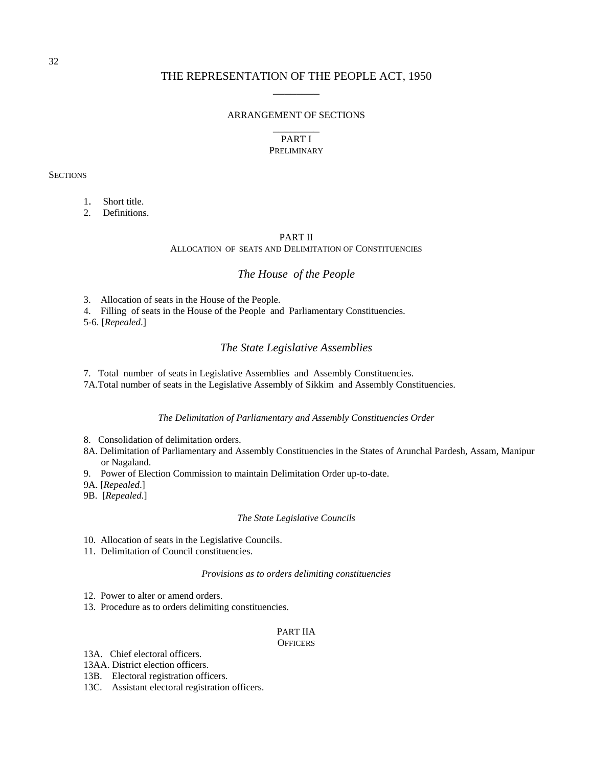# THE REPRESENTATION OF THE PEOPLE ACT, 1950

## ARRANGEMENT OF SECTIONS

### PART I
### PRELIMINARY

SECTIONS

1. Short title.
2. Definitions.

### PART II
### ALLOCATION OF SEATS AND DELIMITATION OF CONSTITUENCIES

#### *The House of the People*

3. Allocation of seats in the House of the People.
4. Filling of seats in the House of the People and Parliamentary Constituencies.

5-6. [*Repealed*.]

#### *The State Legislative Assemblies*

7. Total number of seats in Legislative Assemblies and Assembly Constituencies.

7A. Total number of seats in the Legislative Assembly of Sikkim and Assembly Constituencies.

#### *The Delimitation of Parliamentary and Assembly Constituencies Order*

8. Consolidation of delimitation orders.

8A. Delimitation of Parliamentary and Assembly Constituencies in the States of Arunchal Pardesh, Assam, Manipur or Nagaland.

9. Power of Election Commission to maintain Delimitation Order up-to-date.

9A. [*Repealed*.]

9B. [*Repealed*.]

#### *The State Legislative Councils*

10. Allocation of seats in the Legislative Councils.
11. Delimitation of Council constituencies.

#### *Provisions as to orders delimiting constituencies*

12. Power to alter or amend orders.
13. Procedure as to orders delimiting constituencies.

### PART IIA
### OFFICERS

13A. Chief electoral officers.

13AA. District election officers.

13B. Electoral registration officers.

13C. Assistant electoral registration officers.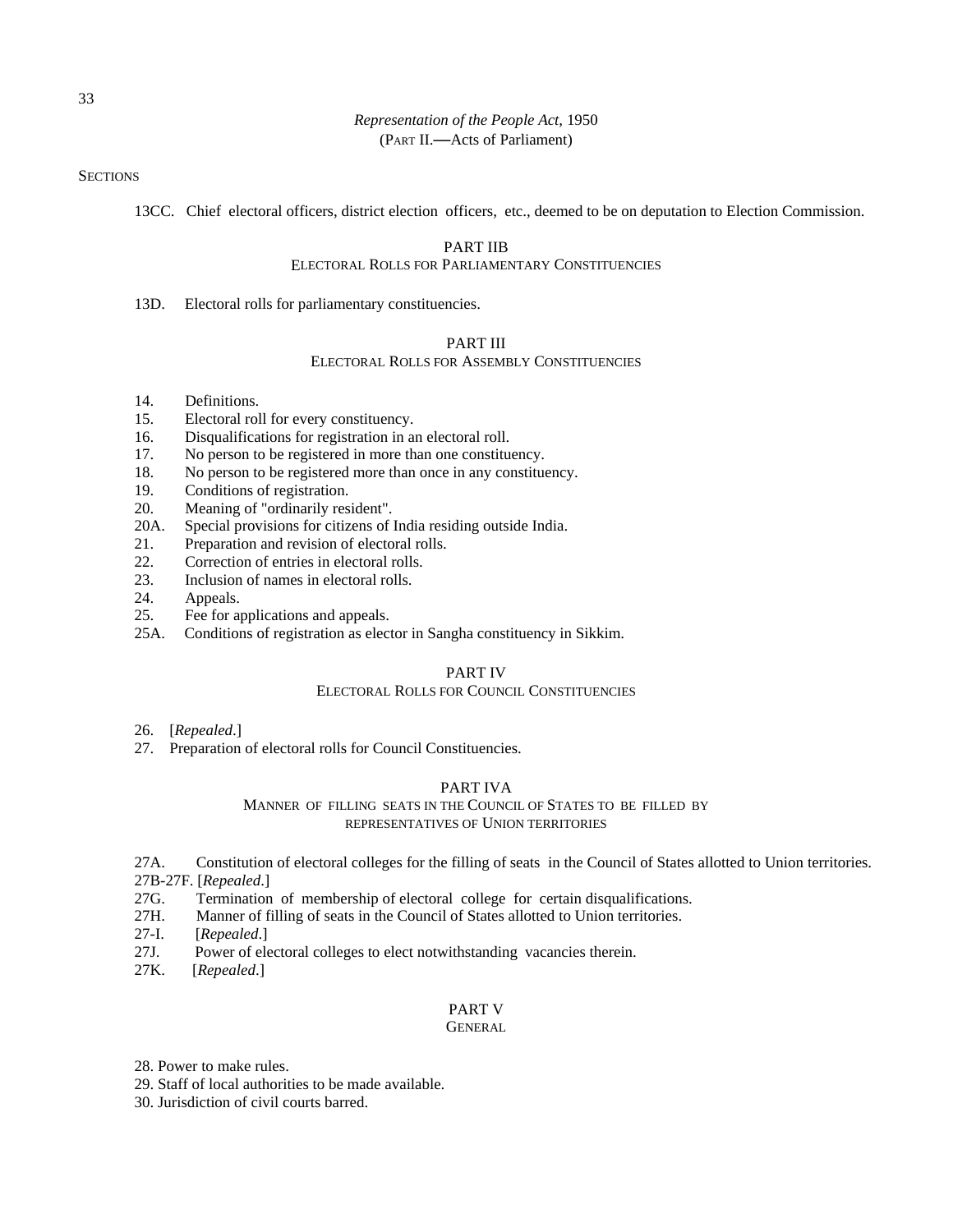SECTIONS

13CC. Chief electoral officers, district election officers, etc., deemed to be on deputation to Election Commission.

## PART IIB
### ELECTORAL ROLLS FOR PARLIAMENTARY CONSTITUENCIES

13D. Electoral rolls for parliamentary constituencies.

## PART III
### ELECTORAL ROLLS FOR ASSEMBLY CONSTITUENCIES

14. Definitions.
15. Electoral roll for every constituency.
16. Disqualifications for registration in an electoral roll.
17. No person to be registered in more than one constituency.
18. No person to be registered more than once in any constituency.
19. Conditions of registration.
20. Meaning of "ordinarily resident".
20A. Special provisions for citizens of India residing outside India.
21. Preparation and revision of electoral rolls.
22. Correction of entries in electoral rolls.
23. Inclusion of names in electoral rolls.
24. Appeals.
25. Fee for applications and appeals.
25A. Conditions of registration as elector in Sangha constituency in Sikkim.

## PART IV
### ELECTORAL ROLLS FOR COUNCIL CONSTITUENCIES

26. [*Repealed*.]
27. Preparation of electoral rolls for Council Constituencies.

## PART IVA
### MANNER OF FILLING SEATS IN THE COUNCIL OF STATES TO BE FILLED BY REPRESENTATIVES OF UNION TERRITORIES

27A. Constitution of electoral colleges for the filling of seats in the Council of States allotted to Union territories.
27B-27F. [*Repealed*.]
27G. Termination of membership of electoral college for certain disqualifications.
27H. Manner of filling of seats in the Council of States allotted to Union territories.
27-I. [*Repealed*.]
27J. Power of electoral colleges to elect notwithstanding vacancies therein.
27K. [*Repealed*.]

## PART V
### GENERAL

28. Power to make rules.
29. Staff of local authorities to be made available.
30. Jurisdiction of civil courts barred.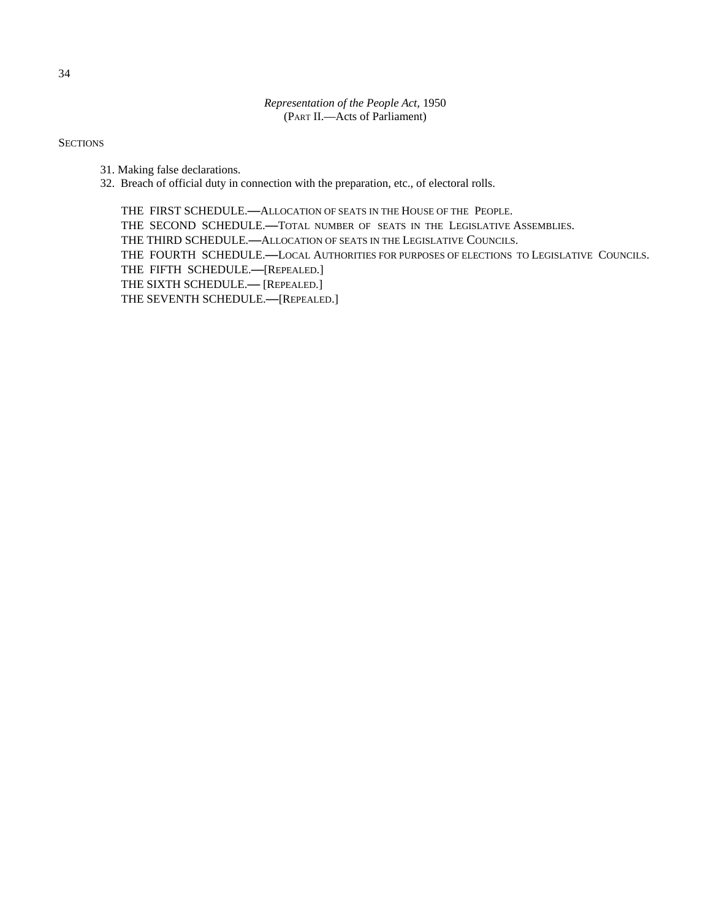SECTIONS

31. Making false declarations.
32. Breach of official duty in connection with the preparation, etc., of electoral rolls.

THE FIRST SCHEDULE.—ALLOCATION OF SEATS IN THE HOUSE OF THE PEOPLE.
THE SECOND SCHEDULE.—TOTAL NUMBER OF SEATS IN THE LEGISLATIVE ASSEMBLIES.
THE THIRD SCHEDULE.—ALLOCATION OF SEATS IN THE LEGISLATIVE COUNCILS.
THE FOURTH SCHEDULE.—LOCAL AUTHORITIES FOR PURPOSES OF ELECTIONS TO LEGISLATIVE COUNCILS.
THE FIFTH SCHEDULE.—[REPEALED.]
THE SIXTH SCHEDULE.— [REPEALED.]
THE SEVENTH SCHEDULE.—[REPEALED.]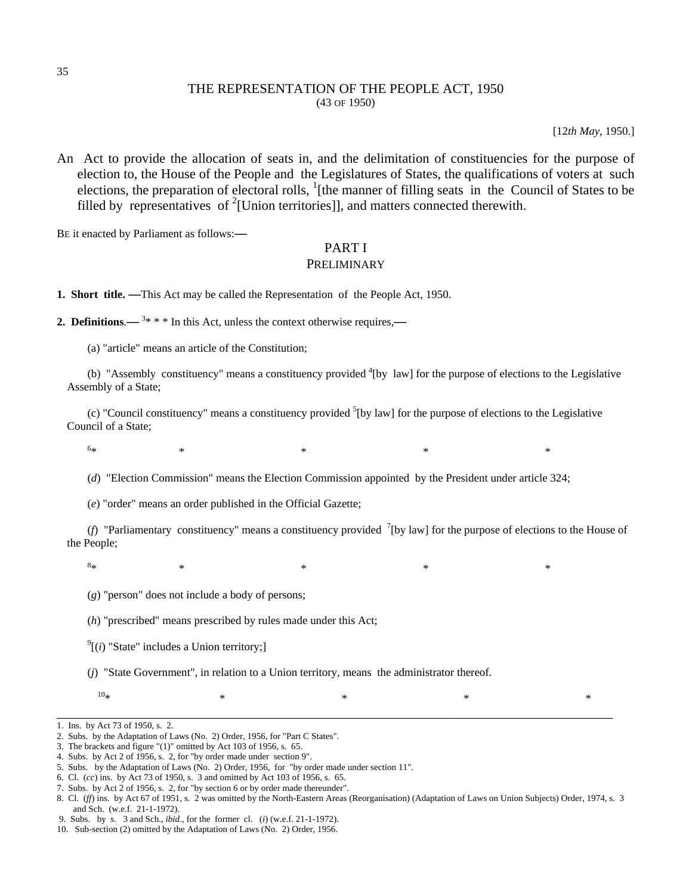# THE REPRESENTATION OF THE PEOPLE ACT, 1950

(43 OF 1950)

[12*th May*, 1950.]

An Act to provide the allocation of seats in, and the delimitation of constituencies for the purpose of election to, the House of the People and the Legislatures of States, the qualifications of voters at such elections, the preparation of electoral rolls, [1][the manner of filling seats in the Council of States to be filled by representatives of [2][Union territories]], and matters connected therewith.

BE it enacted by Parliament as follows:—

## PART I
## PRELIMINARY

**1. Short title. —**This Act may be called the Representation of the People Act, 1950.

**2. Definitions.—** [3]* * * In this Act, unless the context otherwise requires,—

(a) "article" means an article of the Constitution;

(b) "Assembly constituency" means a constituency provided [4][by law] for the purpose of elections to the Legislative Assembly of a State;

(c) "Council constituency" means a constituency provided [5][by law] for the purpose of elections to the Legislative Council of a State;

[6]* * * * *

(*d*) "Election Commission" means the Election Commission appointed by the President under article 324;

(*e*) "order" means an order published in the Official Gazette;

(*f*) "Parliamentary constituency" means a constituency provided [7][by law] for the purpose of elections to the House of the People;

[8]* * * * *

(*g*) "person" does not include a body of persons;

(*h*) "prescribed" means prescribed by rules made under this Act;

[9][(*i*) "State" includes a Union territory;]

(*j*) "State Government", in relation to a Union territory, means the administrator thereof.

[10]* * * * *

---

1. Ins. by Act 73 of 1950, s. 2.
2. Subs. by the Adaptation of Laws (No. 2) Order, 1956, for "Part C States".
3. The brackets and figure "(1)" omitted by Act 103 of 1956, s. 65.
4. Subs. by Act 2 of 1956, s. 2, for "by order made under section 9".
5. Subs. by the Adaptation of Laws (No. 2) Order, 1956, for "by order made under section 11".
6. Cl. (*cc*) ins. by Act 73 of 1950, s. 3 and omitted by Act 103 of 1956, s. 65.
7. Subs. by Act 2 of 1956, s. 2, for "by section 6 or by order made thereunder".
8. Cl. (*ff*) ins. by Act 67 of 1951, s. 2 was omitted by the North-Eastern Areas (Reorganisation) (Adaptation of Laws on Union Subjects) Order, 1974, s. 3 and Sch. (w.e.f. 21-1-1972).
9. Subs. by s. 3 and Sch., *ibid*., for the former cl. (*i*) (w.e.f. 21-1-1972).
10. Sub-section (2) omitted by the Adaptation of Laws (No. 2) Order, 1956.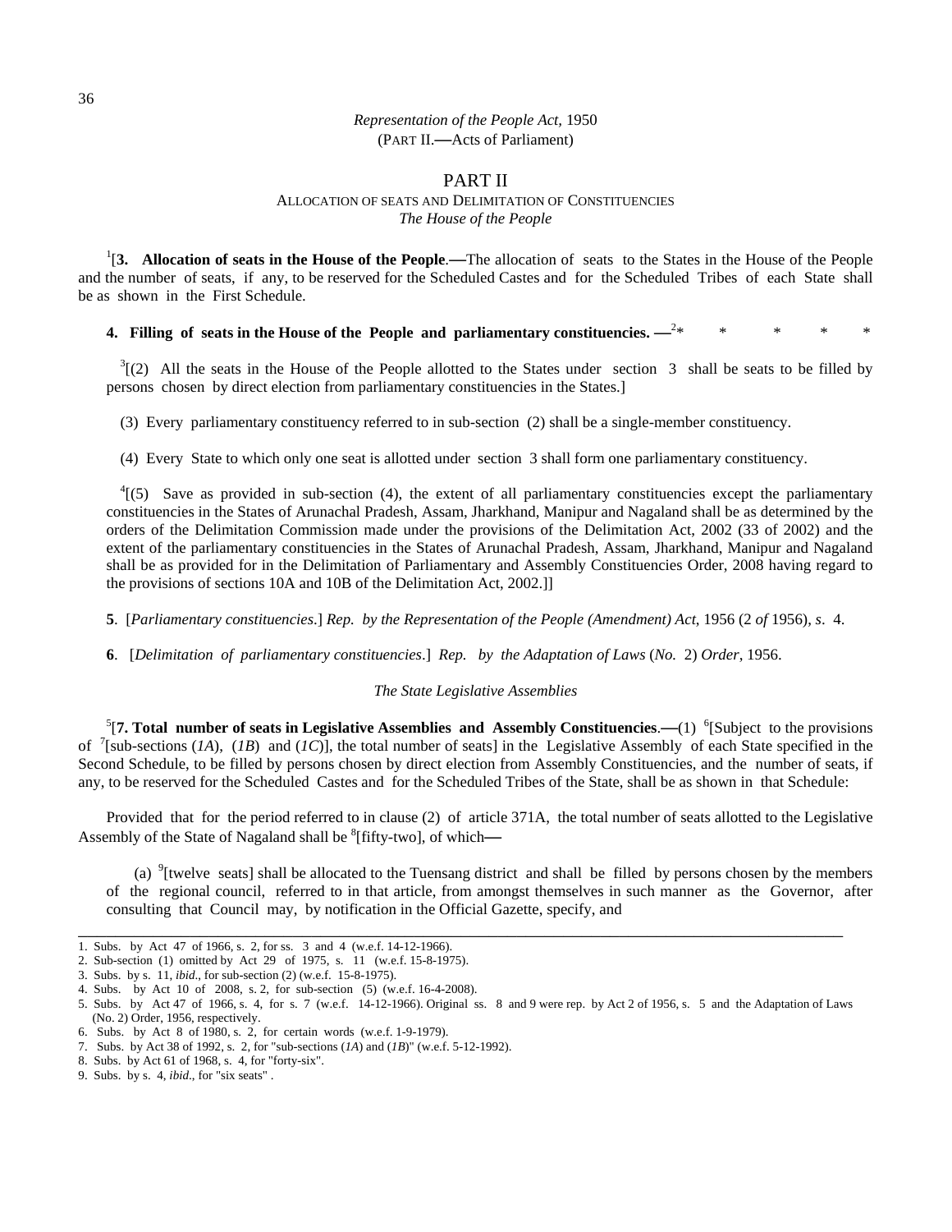## PART II

### ALLOCATION OF SEATS AND DELIMITATION OF CONSTITUENCIES

*The House of the People*

[1][**3. Allocation of seats in the House of the People**.—The allocation of seats to the States in the House of the People and the number of seats, if any, to be reserved for the Scheduled Castes and for the Scheduled Tribes of each State shall be as shown in the First Schedule.

**4. Filling of seats in the House of the People and parliamentary constituencies.** —[2]* * * * *

[3][(2) All the seats in the House of the People allotted to the States under section 3 shall be seats to be filled by persons chosen by direct election from parliamentary constituencies in the States.]

(3) Every parliamentary constituency referred to in sub-section (2) shall be a single-member constituency.

(4) Every State to which only one seat is allotted under section 3 shall form one parliamentary constituency.

[4][(5) Save as provided in sub-section (4), the extent of all parliamentary constituencies except the parliamentary constituencies in the States of Arunachal Pradesh, Assam, Jharkhand, Manipur and Nagaland shall be as determined by the orders of the Delimitation Commission made under the provisions of the Delimitation Act, 2002 (33 of 2002) and the extent of the parliamentary constituencies in the States of Arunachal Pradesh, Assam, Jharkhand, Manipur and Nagaland shall be as provided for in the Delimitation of Parliamentary and Assembly Constituencies Order, 2008 having regard to the provisions of sections 10A and 10B of the Delimitation Act, 2002.]]

**5**. [*Parliamentary constituencies*.] *Rep. by the Representation of the People (Amendment) Act*, 1956 (2 *of* 1956), *s*. 4.

**6**. [*Delimitation of parliamentary constituencies*.] *Rep. by the Adaptation of Laws* (*No.* 2) *Order*, 1956.

*The State Legislative Assemblies*

[5][**7. Total number of seats in Legislative Assemblies and Assembly Constituencies**.—(1) [6][Subject to the provisions of [7][sub-sections (*1A*), (*1B*) and (*1C*)], the total number of seats] in the Legislative Assembly of each State specified in the Second Schedule, to be filled by persons chosen by direct election from Assembly Constituencies, and the number of seats, if any, to be reserved for the Scheduled Castes and for the Scheduled Tribes of the State, shall be as shown in that Schedule:

Provided that for the period referred to in clause (2) of article 371A, the total number of seats allotted to the Legislative Assembly of the State of Nagaland shall be [8][fifty-two], of which—

(a) [9][twelve seats] shall be allocated to the Tuensang district and shall be filled by persons chosen by the members of the regional council, referred to in that article, from amongst themselves in such manner as the Governor, after consulting that Council may, by notification in the Official Gazette, specify, and

---

1. Subs. by Act 47 of 1966, s. 2, for ss. 3 and 4 (w.e.f. 14-12-1966).
2. Sub-section (1) omitted by Act 29 of 1975, s. 11 (w.e.f. 15-8-1975).
3. Subs. by s. 11, *ibid*., for sub-section (2) (w.e.f. 15-8-1975).
4. Subs. by Act 10 of 2008, s. 2, for sub-section (5) (w.e.f. 16-4-2008).
5. Subs. by Act 47 of 1966, s. 4, for s. 7 (w.e.f. 14-12-1966). Original ss. 8 and 9 were rep. by Act 2 of 1956, s. 5 and the Adaptation of Laws (No. 2) Order, 1956, respectively.
6. Subs. by Act 8 of 1980, s. 2, for certain words (w.e.f. 1-9-1979).
7. Subs. by Act 38 of 1992, s. 2, for "sub-sections (*1A*) and (*1B*)" (w.e.f. 5-12-1992).
8. Subs. by Act 61 of 1968, s. 4, for "forty-six".
9. Subs. by s. 4, *ibid*., for "six seats" .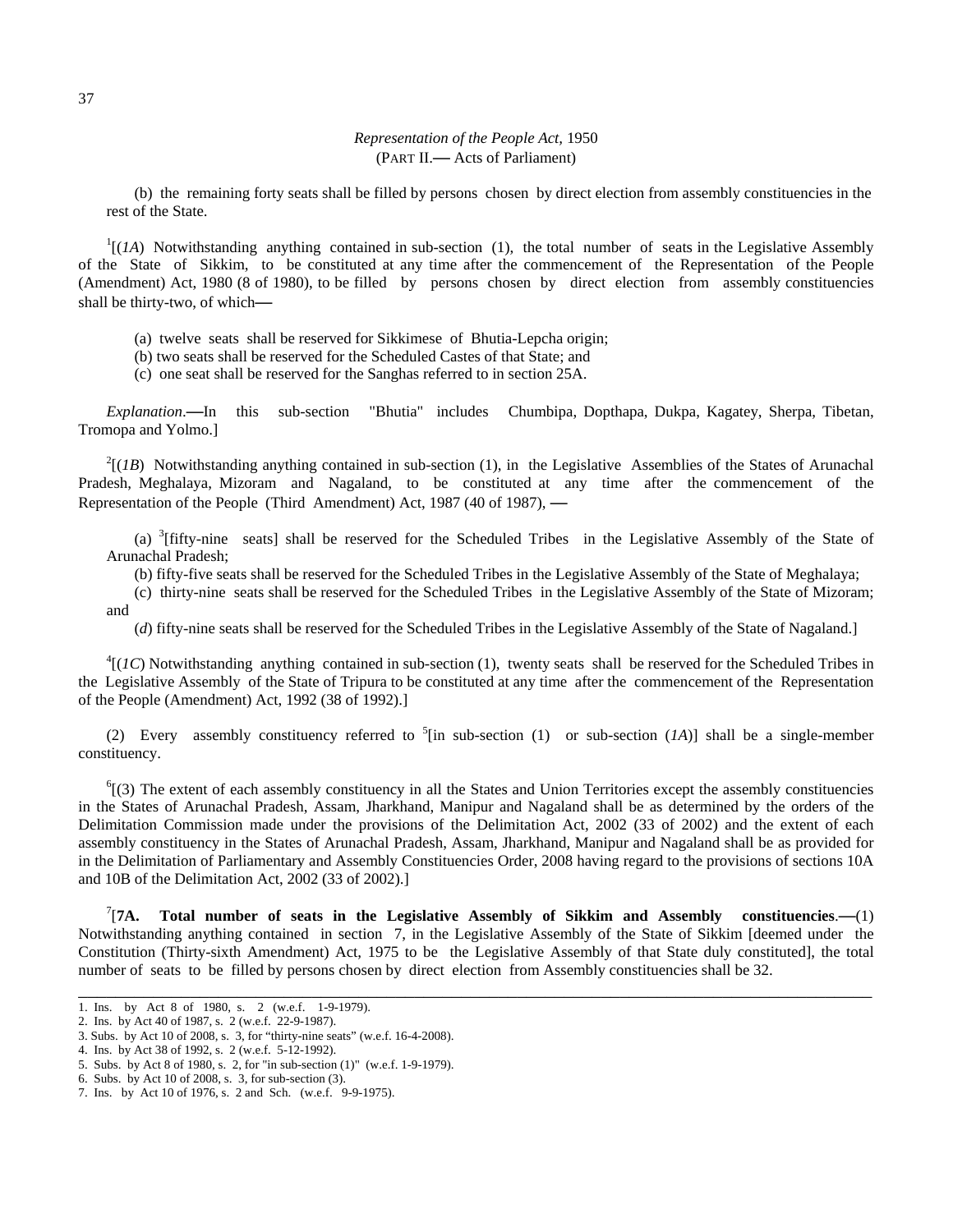(b) the remaining forty seats shall be filled by persons chosen by direct election from assembly constituencies in the rest of the State.

[1][(*1A*) Notwithstanding anything contained in sub-section (1), the total number of seats in the Legislative Assembly of the State of Sikkim, to be constituted at any time after the commencement of the Representation of the People (Amendment) Act, 1980 (8 of 1980), to be filled by persons chosen by direct election from assembly constituencies shall be thirty-two, of which**—**

(a) twelve seats shall be reserved for Sikkimese of Bhutia-Lepcha origin;

(b) two seats shall be reserved for the Scheduled Castes of that State; and

(c) one seat shall be reserved for the Sanghas referred to in section 25A.

*Explanation*.**—**In this sub-section "Bhutia" includes Chumbipa, Dopthapa, Dukpa, Kagatey, Sherpa, Tibetan, Tromopa and Yolmo.]

[2][(*1B*) Notwithstanding anything contained in sub-section (1), in the Legislative Assemblies of the States of Arunachal Pradesh, Meghalaya, Mizoram and Nagaland, to be constituted at any time after the commencement of the Representation of the People (Third Amendment) Act, 1987 (40 of 1987), **—**

(a) [3][fifty-nine seats] shall be reserved for the Scheduled Tribes in the Legislative Assembly of the State of Arunachal Pradesh;

(b) fifty-five seats shall be reserved for the Scheduled Tribes in the Legislative Assembly of the State of Meghalaya;

(c) thirty-nine seats shall be reserved for the Scheduled Tribes in the Legislative Assembly of the State of Mizoram; and

(*d*) fifty-nine seats shall be reserved for the Scheduled Tribes in the Legislative Assembly of the State of Nagaland.]

[4][(*1C*) Notwithstanding anything contained in sub-section (1), twenty seats shall be reserved for the Scheduled Tribes in the Legislative Assembly of the State of Tripura to be constituted at any time after the commencement of the Representation of the People (Amendment) Act, 1992 (38 of 1992).]

(2) Every assembly constituency referred to [5][in sub-section (1) or sub-section (*1A*)] shall be a single-member constituency.

[6][(3) The extent of each assembly constituency in all the States and Union Territories except the assembly constituencies in the States of Arunachal Pradesh, Assam, Jharkhand, Manipur and Nagaland shall be as determined by the orders of the Delimitation Commission made under the provisions of the Delimitation Act, 2002 (33 of 2002) and the extent of each assembly constituency in the States of Arunachal Pradesh, Assam, Jharkhand, Manipur and Nagaland shall be as provided for in the Delimitation of Parliamentary and Assembly Constituencies Order, 2008 having regard to the provisions of sections 10A and 10B of the Delimitation Act, 2002 (33 of 2002).]

[7][**7A. Total number of seats in the Legislative Assembly of Sikkim and Assembly constituencies**.**—**(1) Notwithstanding anything contained in section 7, in the Legislative Assembly of the State of Sikkim [deemed under the Constitution (Thirty-sixth Amendment) Act, 1975 to be the Legislative Assembly of that State duly constituted], the total number of seats to be filled by persons chosen by direct election from Assembly constituencies shall be 32.

---

1. Ins. by Act 8 of 1980, s. 2 (w.e.f. 1-9-1979).
2. Ins. by Act 40 of 1987, s. 2 (w.e.f. 22-9-1987).
3. Subs. by Act 10 of 2008, s. 3, for "thirty-nine seats" (w.e.f. 16-4-2008).
4. Ins. by Act 38 of 1992, s. 2 (w.e.f. 5-12-1992).
5. Subs. by Act 8 of 1980, s. 2, for "in sub-section (1)" (w.e.f. 1-9-1979).
6. Subs. by Act 10 of 2008, s. 3, for sub-section (3).
7. Ins. by Act 10 of 1976, s. 2 and Sch. (w.e.f. 9-9-1975).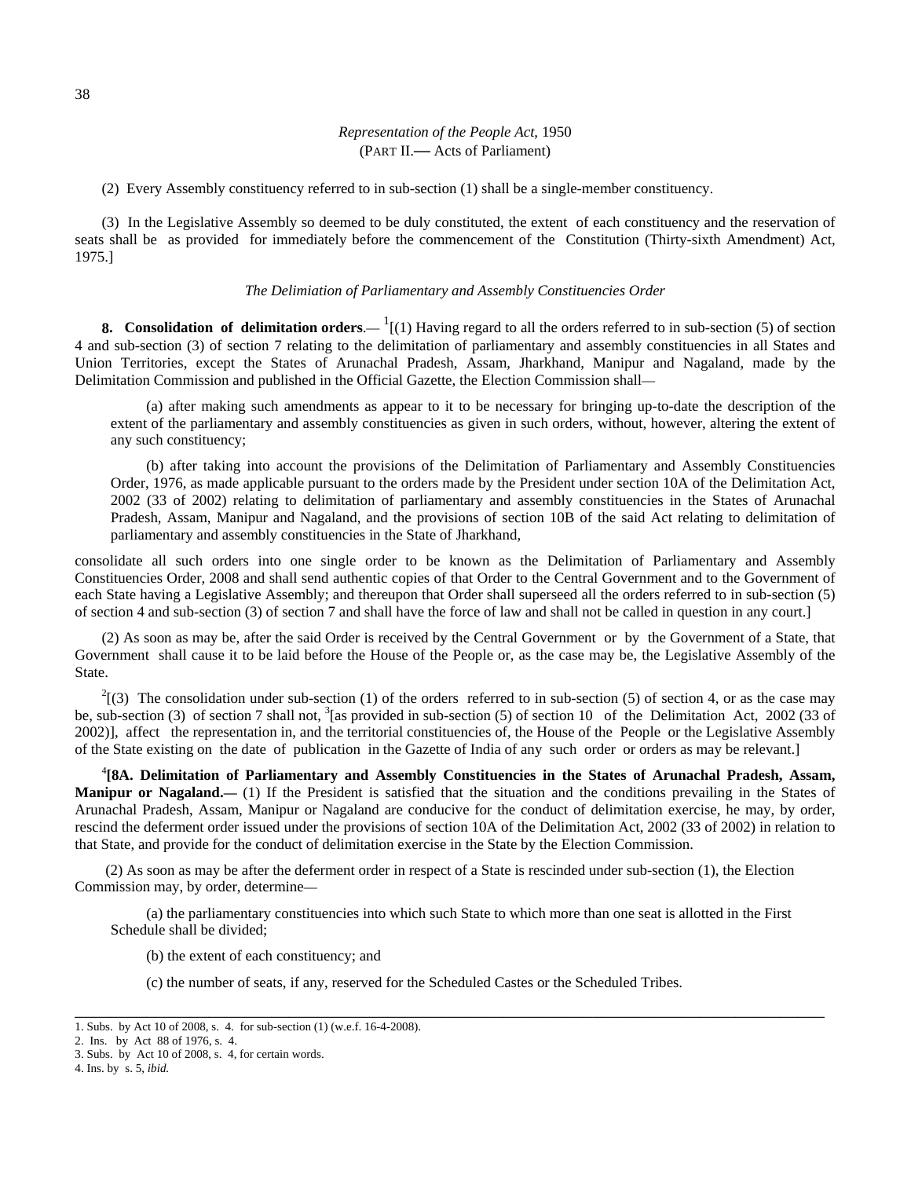(2) Every Assembly constituency referred to in sub-section (1) shall be a single-member constituency.

(3) In the Legislative Assembly so deemed to be duly constituted, the extent of each constituency and the reservation of seats shall be as provided for immediately before the commencement of the Constitution (Thirty-sixth Amendment) Act, 1975.]

*The Delimiation of Parliamentary and Assembly Constituencies Order*

**8. Consolidation of delimitation orders**.— [1][(1) Having regard to all the orders referred to in sub-section (5) of section 4 and sub-section (3) of section 7 relating to the delimitation of parliamentary and assembly constituencies in all States and Union Territories, except the States of Arunachal Pradesh, Assam, Jharkhand, Manipur and Nagaland, made by the Delimitation Commission and published in the Official Gazette, the Election Commission shall—

(a) after making such amendments as appear to it to be necessary for bringing up-to-date the description of the extent of the parliamentary and assembly constituencies as given in such orders, without, however, altering the extent of any such constituency;

(b) after taking into account the provisions of the Delimitation of Parliamentary and Assembly Constituencies Order, 1976, as made applicable pursuant to the orders made by the President under section 10A of the Delimitation Act, 2002 (33 of 2002) relating to delimitation of parliamentary and assembly constituencies in the States of Arunachal Pradesh, Assam, Manipur and Nagaland, and the provisions of section 10B of the said Act relating to delimitation of parliamentary and assembly constituencies in the State of Jharkhand,

consolidate all such orders into one single order to be known as the Delimitation of Parliamentary and Assembly Constituencies Order, 2008 and shall send authentic copies of that Order to the Central Government and to the Government of each State having a Legislative Assembly; and thereupon that Order shall superseed all the orders referred to in sub-section (5) of section 4 and sub-section (3) of section 7 and shall have the force of law and shall not be called in question in any court.]

(2) As soon as may be, after the said Order is received by the Central Government or by the Government of a State, that Government shall cause it to be laid before the House of the People or, as the case may be, the Legislative Assembly of the State.

[2][(3) The consolidation under sub-section (1) of the orders referred to in sub-section (5) of section 4, or as the case may be, sub-section (3) of section 7 shall not, [3][as provided in sub-section (5) of section 10 of the Delimitation Act, 2002 (33 of 2002)], affect the representation in, and the territorial constituencies of, the House of the People or the Legislative Assembly of the State existing on the date of publication in the Gazette of India of any such order or orders as may be relevant.]

[4]**[8A. Delimitation of Parliamentary and Assembly Constituencies in the States of Arunachal Pradesh, Assam, Manipur or Nagaland.—** (1) If the President is satisfied that the situation and the conditions prevailing in the States of Arunachal Pradesh, Assam, Manipur or Nagaland are conducive for the conduct of delimitation exercise, he may, by order, rescind the deferment order issued under the provisions of section 10A of the Delimitation Act, 2002 (33 of 2002) in relation to that State, and provide for the conduct of delimitation exercise in the State by the Election Commission.

(2) As soon as may be after the deferment order in respect of a State is rescinded under sub-section (1), the Election Commission may, by order, determine—

(a) the parliamentary constituencies into which such State to which more than one seat is allotted in the First Schedule shall be divided;

(b) the extent of each constituency; and

(c) the number of seats, if any, reserved for the Scheduled Castes or the Scheduled Tribes.

---

1. Subs. by Act 10 of 2008, s. 4. for sub-section (1) (w.e.f. 16-4-2008).
2. Ins. by Act 88 of 1976, s. 4.
3. Subs. by Act 10 of 2008, s. 4, for certain words.
4. Ins. by s. 5, *ibid.*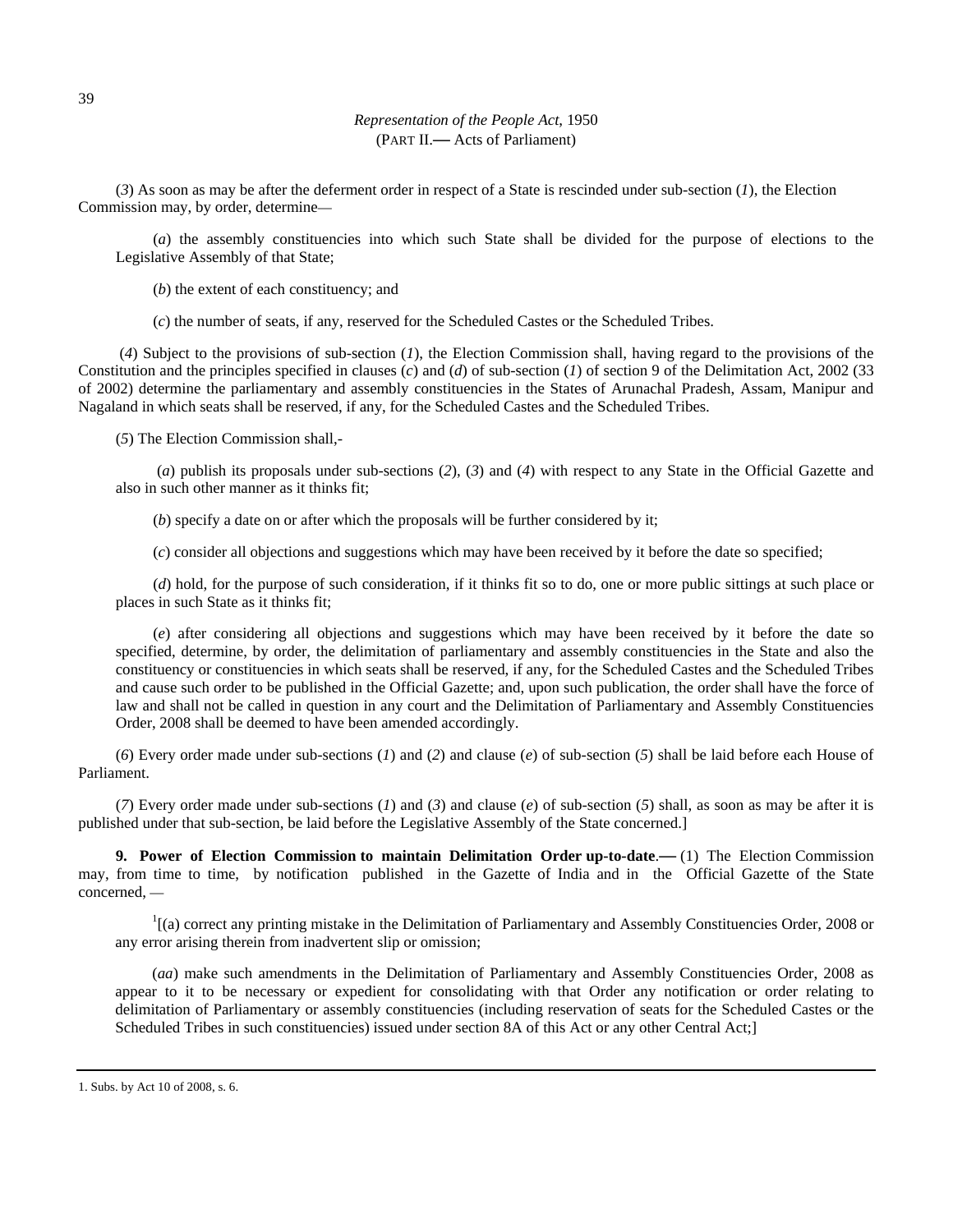(*3*) As soon as may be after the deferment order in respect of a State is rescinded under sub-section (*1*), the Election Commission may, by order, determine—

(*a*) the assembly constituencies into which such State shall be divided for the purpose of elections to the Legislative Assembly of that State;

(*b*) the extent of each constituency; and

(*c*) the number of seats, if any, reserved for the Scheduled Castes or the Scheduled Tribes.

(*4*) Subject to the provisions of sub-section (*1*), the Election Commission shall, having regard to the provisions of the Constitution and the principles specified in clauses (*c*) and (*d*) of sub-section (*1*) of section 9 of the Delimitation Act, 2002 (33 of 2002) determine the parliamentary and assembly constituencies in the States of Arunachal Pradesh, Assam, Manipur and Nagaland in which seats shall be reserved, if any, for the Scheduled Castes and the Scheduled Tribes.

(*5*) The Election Commission shall,-

(*a*) publish its proposals under sub-sections (*2*), (*3*) and (*4*) with respect to any State in the Official Gazette and also in such other manner as it thinks fit;

(*b*) specify a date on or after which the proposals will be further considered by it;

(*c*) consider all objections and suggestions which may have been received by it before the date so specified;

(*d*) hold, for the purpose of such consideration, if it thinks fit so to do, one or more public sittings at such place or places in such State as it thinks fit;

(*e*) after considering all objections and suggestions which may have been received by it before the date so specified, determine, by order, the delimitation of parliamentary and assembly constituencies in the State and also the constituency or constituencies in which seats shall be reserved, if any, for the Scheduled Castes and the Scheduled Tribes and cause such order to be published in the Official Gazette; and, upon such publication, the order shall have the force of law and shall not be called in question in any court and the Delimitation of Parliamentary and Assembly Constituencies Order, 2008 shall be deemed to have been amended accordingly.

(*6*) Every order made under sub-sections (*1*) and (*2*) and clause (*e*) of sub-section (*5*) shall be laid before each House of Parliament.

(*7*) Every order made under sub-sections (*1*) and (*3*) and clause (*e*) of sub-section (*5*) shall, as soon as may be after it is published under that sub-section, be laid before the Legislative Assembly of the State concerned.]

**9. Power of Election Commission to maintain Delimitation Order up-to-date.—** (1) The Election Commission may, from time to time, by notification published in the Gazette of India and in the Official Gazette of the State concerned, —

[1][(a) correct any printing mistake in the Delimitation of Parliamentary and Assembly Constituencies Order, 2008 or any error arising therein from inadvertent slip or omission;

(*aa*) make such amendments in the Delimitation of Parliamentary and Assembly Constituencies Order, 2008 as appear to it to be necessary or expedient for consolidating with that Order any notification or order relating to delimitation of Parliamentary or assembly constituencies (including reservation of seats for the Scheduled Castes or the Scheduled Tribes in such constituencies) issued under section 8A of this Act or any other Central Act;]

---

1. Subs. by Act 10 of 2008, s. 6.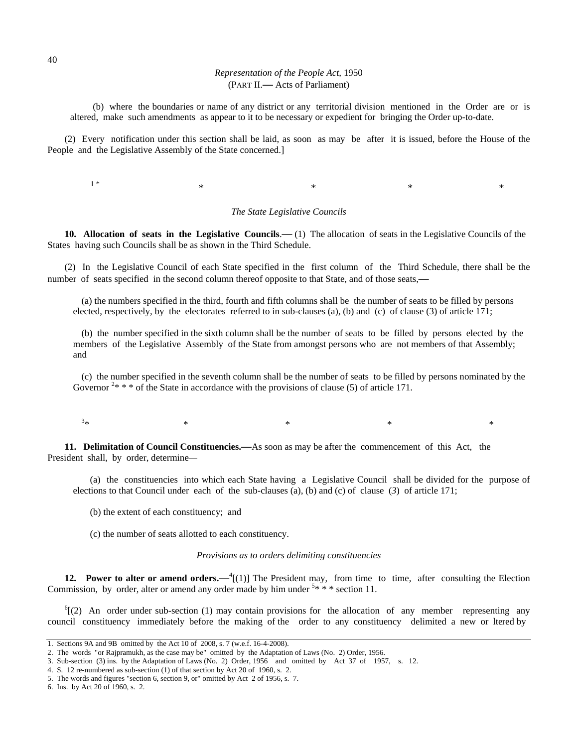(b) where the boundaries or name of any district or any territorial division mentioned in the Order are or is altered, make such amendments as appear to it to be necessary or expedient for bringing the Order up-to-date.

(2) Every notification under this section shall be laid, as soon as may be after it is issued, before the House of the People and the Legislative Assembly of the State concerned.]

[1]* * * * *

*The State Legislative Councils*

**10. Allocation of seats in the Legislative Councils.—** (1) The allocation of seats in the Legislative Councils of the States having such Councils shall be as shown in the Third Schedule.

(2) In the Legislative Council of each State specified in the first column of the Third Schedule, there shall be the number of seats specified in the second column thereof opposite to that State, and of those seats,—

(a) the numbers specified in the third, fourth and fifth columns shall be the number of seats to be filled by persons elected, respectively, by the electorates referred to in sub-clauses (a), (b) and (c) of clause (3) of article 171;

(b) the number specified in the sixth column shall be the number of seats to be filled by persons elected by the members of the Legislative Assembly of the State from amongst persons who are not members of that Assembly; and

(c) the number specified in the seventh column shall be the number of seats to be filled by persons nominated by the Governor [2]* * * of the State in accordance with the provisions of clause (5) of article 171.

[3]* * * * *

**11. Delimitation of Council Constituencies.—**As soon as may be after the commencement of this Act, the President shall, by order, determine—

(a) the constituencies into which each State having a Legislative Council shall be divided for the purpose of elections to that Council under each of the sub-clauses (a), (b) and (c) of clause (*3*) of article 171;

(b) the extent of each constituency; and

(c) the number of seats allotted to each constituency.

*Provisions as to orders delimiting constituencies*

**12. Power to alter or amend orders.—**[4][(1)] The President may, from time to time, after consulting the Election Commission, by order, alter or amend any order made by him under [5]* * * section 11.

[6][(2) An order under sub-section (1) may contain provisions for the allocation of any member representing any council constituency immediately before the making of the order to any constituency delimited a new or ltered by

---

1. Sections 9A and 9B omitted by the Act 10 of 2008, s. 7 (w.e.f. 16-4-2008).
2. The words "or Rajpramukh, as the case may be" omitted by the Adaptation of Laws (No. 2) Order, 1956.
3. Sub-section (3) ins. by the Adaptation of Laws (No. 2) Order, 1956 and omitted by Act 37 of 1957, s. 12.
4. S. 12 re-numbered as sub-section (1) of that section by Act 20 of 1960, s. 2.
5. The words and figures "section 6, section 9, or" omitted by Act 2 of 1956, s. 7.
6. Ins. by Act 20 of 1960, s. 2.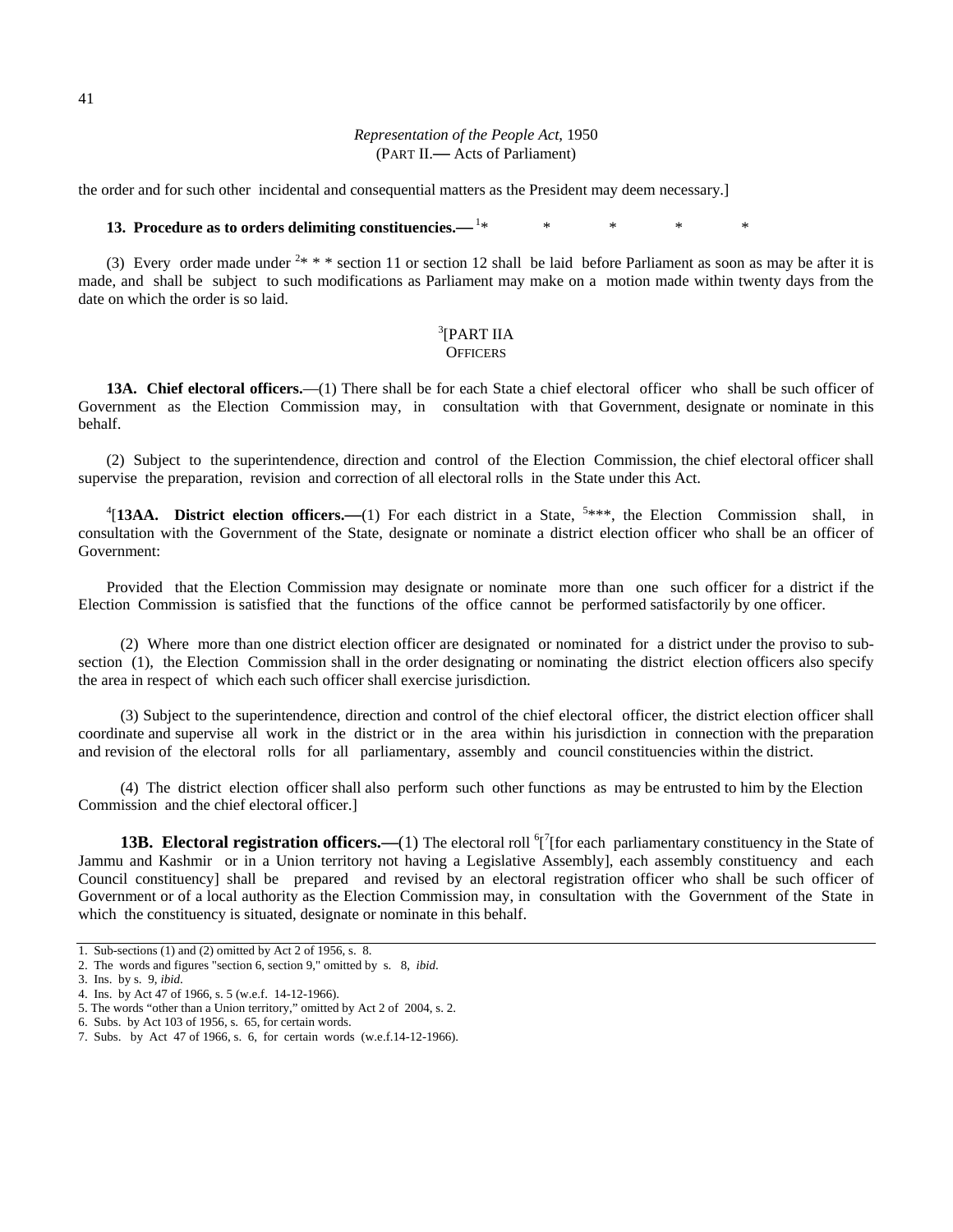the order and for such other incidental and consequential matters as the President may deem necessary.]

**13. Procedure as to orders delimiting constituencies.—** [1]* * * * *

(3) Every order made under [2]* * * section 11 or section 12 shall be laid before Parliament as soon as may be after it is made, and shall be subject to such modifications as Parliament may make on a motion made within twenty days from the date on which the order is so laid.

## [3][PART IIA
## OFFICERS

**13A. Chief electoral officers.**—(1) There shall be for each State a chief electoral officer who shall be such officer of Government as the Election Commission may, in consultation with that Government, designate or nominate in this behalf.

(2) Subject to the superintendence, direction and control of the Election Commission, the chief electoral officer shall supervise the preparation, revision and correction of all electoral rolls in the State under this Act.

[4][**13AA. District election officers.—**(1) For each district in a State, [5]***, the Election Commission shall, in consultation with the Government of the State, designate or nominate a district election officer who shall be an officer of Government:

Provided that the Election Commission may designate or nominate more than one such officer for a district if the Election Commission is satisfied that the functions of the office cannot be performed satisfactorily by one officer.

(2) Where more than one district election officer are designated or nominated for a district under the proviso to sub-section (1), the Election Commission shall in the order designating or nominating the district election officers also specify the area in respect of which each such officer shall exercise jurisdiction.

(3) Subject to the superintendence, direction and control of the chief electoral officer, the district election officer shall coordinate and supervise all work in the district or in the area within his jurisdiction in connection with the preparation and revision of the electoral rolls for all parliamentary, assembly and council constituencies within the district.

(4) The district election officer shall also perform such other functions as may be entrusted to him by the Election Commission and the chief electoral officer.]

**13B. Electoral registration officers.—**(1) The electoral roll [6][[7][for each parliamentary constituency in the State of Jammu and Kashmir or in a Union territory not having a Legislative Assembly], each assembly constituency and each Council constituency] shall be prepared and revised by an electoral registration officer who shall be such officer of Government or of a local authority as the Election Commission may, in consultation with the Government of the State in which the constituency is situated, designate or nominate in this behalf.

---

1. Sub-sections (1) and (2) omitted by Act 2 of 1956, s. 8.
2. The words and figures "section 6, section 9," omitted by s. 8, *ibid*.
3. Ins. by s. 9, *ibid*.
4. Ins. by Act 47 of 1966, s. 5 (w.e.f. 14-12-1966).
5. The words "other than a Union territory," omitted by Act 2 of 2004, s. 2.
6. Subs. by Act 103 of 1956, s. 65, for certain words.
7. Subs. by Act 47 of 1966, s. 6, for certain words (w.e.f.14-12-1966).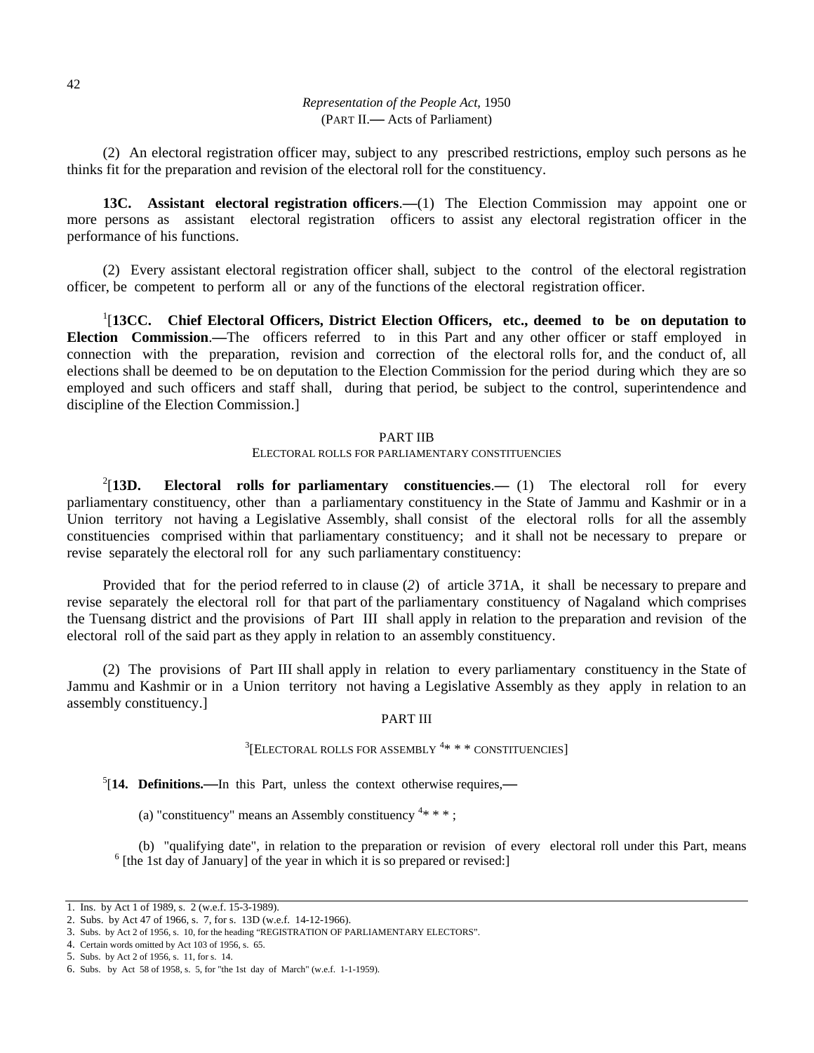(2) An electoral registration officer may, subject to any prescribed restrictions, employ such persons as he thinks fit for the preparation and revision of the electoral roll for the constituency.

**13C. Assistant electoral registration officers**.—(1) The Election Commission may appoint one or more persons as assistant electoral registration officers to assist any electoral registration officer in the performance of his functions.

(2) Every assistant electoral registration officer shall, subject to the control of the electoral registration officer, be competent to perform all or any of the functions of the electoral registration officer.

[1][**13CC. Chief Electoral Officers, District Election Officers, etc., deemed to be on deputation to Election Commission**.—The officers referred to in this Part and any other officer or staff employed in connection with the preparation, revision and correction of the electoral rolls for, and the conduct of, all elections shall be deemed to be on deputation to the Election Commission for the period during which they are so employed and such officers and staff shall, during that period, be subject to the control, superintendence and discipline of the Election Commission.]

## PART IIB

### ELECTORAL ROLLS FOR PARLIAMENTARY CONSTITUENCIES

[2][**13D. Electoral rolls for parliamentary constituencies**.— (1) The electoral roll for every parliamentary constituency, other than a parliamentary constituency in the State of Jammu and Kashmir or in a Union territory not having a Legislative Assembly, shall consist of the electoral rolls for all the assembly constituencies comprised within that parliamentary constituency; and it shall not be necessary to prepare or revise separately the electoral roll for any such parliamentary constituency:

Provided that for the period referred to in clause (*2*) of article 371A, it shall be necessary to prepare and revise separately the electoral roll for that part of the parliamentary constituency of Nagaland which comprises the Tuensang district and the provisions of Part III shall apply in relation to the preparation and revision of the electoral roll of the said part as they apply in relation to an assembly constituency.

(2) The provisions of Part III shall apply in relation to every parliamentary constituency in the State of Jammu and Kashmir or in a Union territory not having a Legislative Assembly as they apply in relation to an assembly constituency.]

## PART III

### [3][ELECTORAL ROLLS FOR ASSEMBLY [4]* * * CONSTITUENCIES]

[5][**14. Definitions.**—In this Part, unless the context otherwise requires,—

(a) "constituency" means an Assembly constituency [4]* * * ;

(b) "qualifying date", in relation to the preparation or revision of every electoral roll under this Part, means [6] [the 1st day of January] of the year in which it is so prepared or revised:]

---

1. Ins. by Act 1 of 1989, s. 2 (w.e.f. 15-3-1989).
2. Subs. by Act 47 of 1966, s. 7, for s. 13D (w.e.f. 14-12-1966).
3. Subs. by Act 2 of 1956, s. 10, for the heading "REGISTRATION OF PARLIAMENTARY ELECTORS".
4. Certain words omitted by Act 103 of 1956, s. 65.
5. Subs. by Act 2 of 1956, s. 11, for s. 14.
6. Subs. by Act 58 of 1958, s. 5, for "the 1st day of March" (w.e.f. 1-1-1959).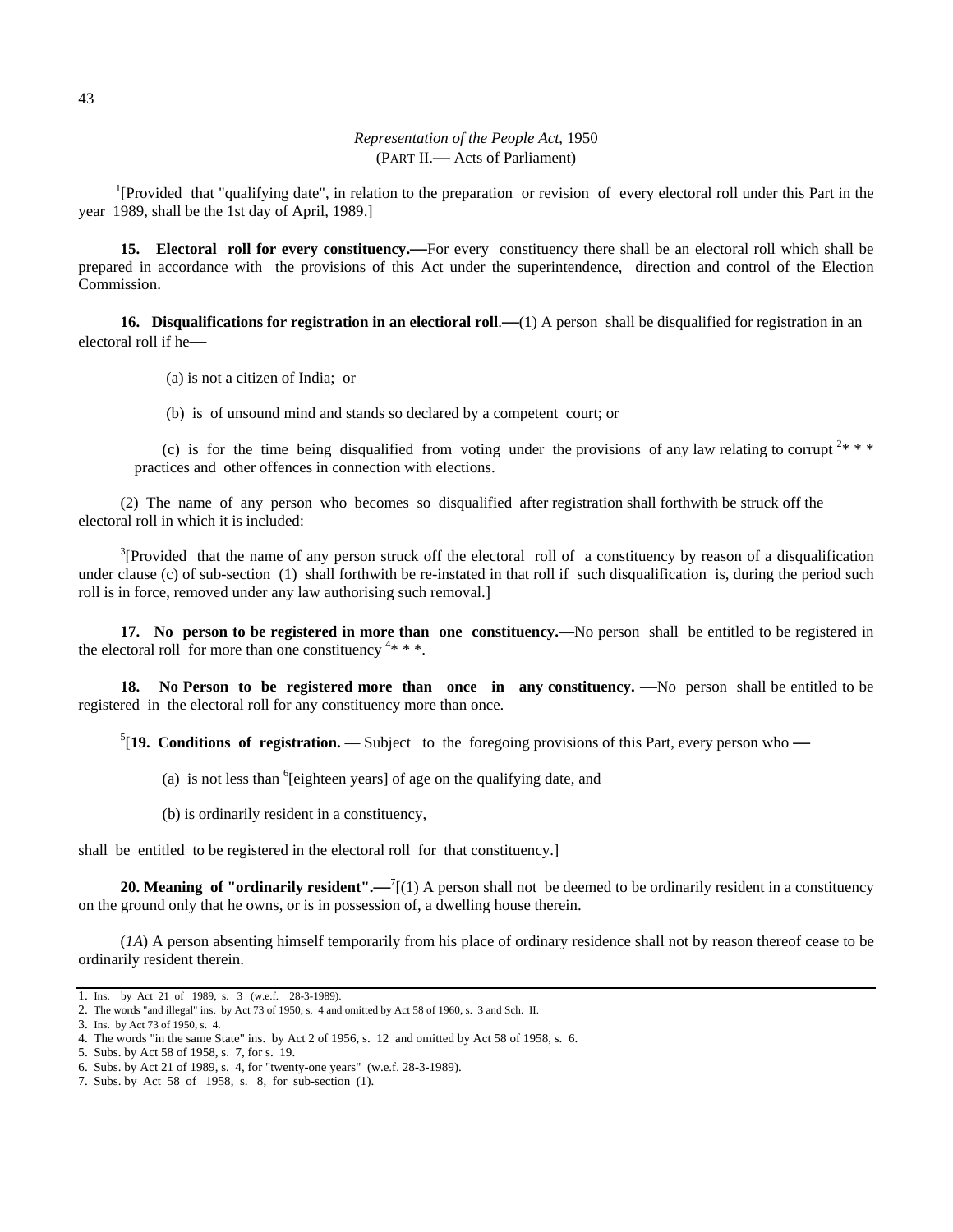[1][Provided that "qualifying date", in relation to the preparation or revision of every electoral roll under this Part in the year 1989, shall be the 1st day of April, 1989.]

**15. Electoral roll for every constituency.—**For every constituency there shall be an electoral roll which shall be prepared in accordance with the provisions of this Act under the superintendence, direction and control of the Election Commission.

**16. Disqualifications for registration in an electioral roll.—**(1) A person shall be disqualified for registration in an electoral roll if he—

(a) is not a citizen of India; or

(b) is of unsound mind and stands so declared by a competent court; or

(c) is for the time being disqualified from voting under the provisions of any law relating to corrupt [2]* * * practices and other offences in connection with elections.

(2) The name of any person who becomes so disqualified after registration shall forthwith be struck off the electoral roll in which it is included:

[3][Provided that the name of any person struck off the electoral roll of a constituency by reason of a disqualification under clause (c) of sub-section (1) shall forthwith be re-instated in that roll if such disqualification is, during the period such roll is in force, removed under any law authorising such removal.]

**17. No person to be registered in more than one constituency.**—No person shall be entitled to be registered in the electoral roll for more than one constituency [4]* * *.

**18. No Person to be registered more than once in any constituency. —**No person shall be entitled to be registered in the electoral roll for any constituency more than once.

[5][**19. Conditions of registration.** — Subject to the foregoing provisions of this Part, every person who —

(a) is not less than [6][eighteen years] of age on the qualifying date, and

(b) is ordinarily resident in a constituency,

shall be entitled to be registered in the electoral roll for that constituency.]

**20. Meaning of "ordinarily resident".—**[7][(1) A person shall not be deemed to be ordinarily resident in a constituency on the ground only that he owns, or is in possession of, a dwelling house therein.

(*1A*) A person absenting himself temporarily from his place of ordinary residence shall not by reason thereof cease to be ordinarily resident therein.

---

1. Ins. by Act 21 of 1989, s. 3 (w.e.f. 28-3-1989).
2. The words "and illegal" ins. by Act 73 of 1950, s. 4 and omitted by Act 58 of 1960, s. 3 and Sch. II.
3. Ins. by Act 73 of 1950, s. 4.
4. The words "in the same State" ins. by Act 2 of 1956, s. 12 and omitted by Act 58 of 1958, s. 6.
5. Subs. by Act 58 of 1958, s. 7, for s. 19.
6. Subs. by Act 21 of 1989, s. 4, for "twenty-one years" (w.e.f. 28-3-1989).
7. Subs. by Act 58 of 1958, s. 8, for sub-section (1).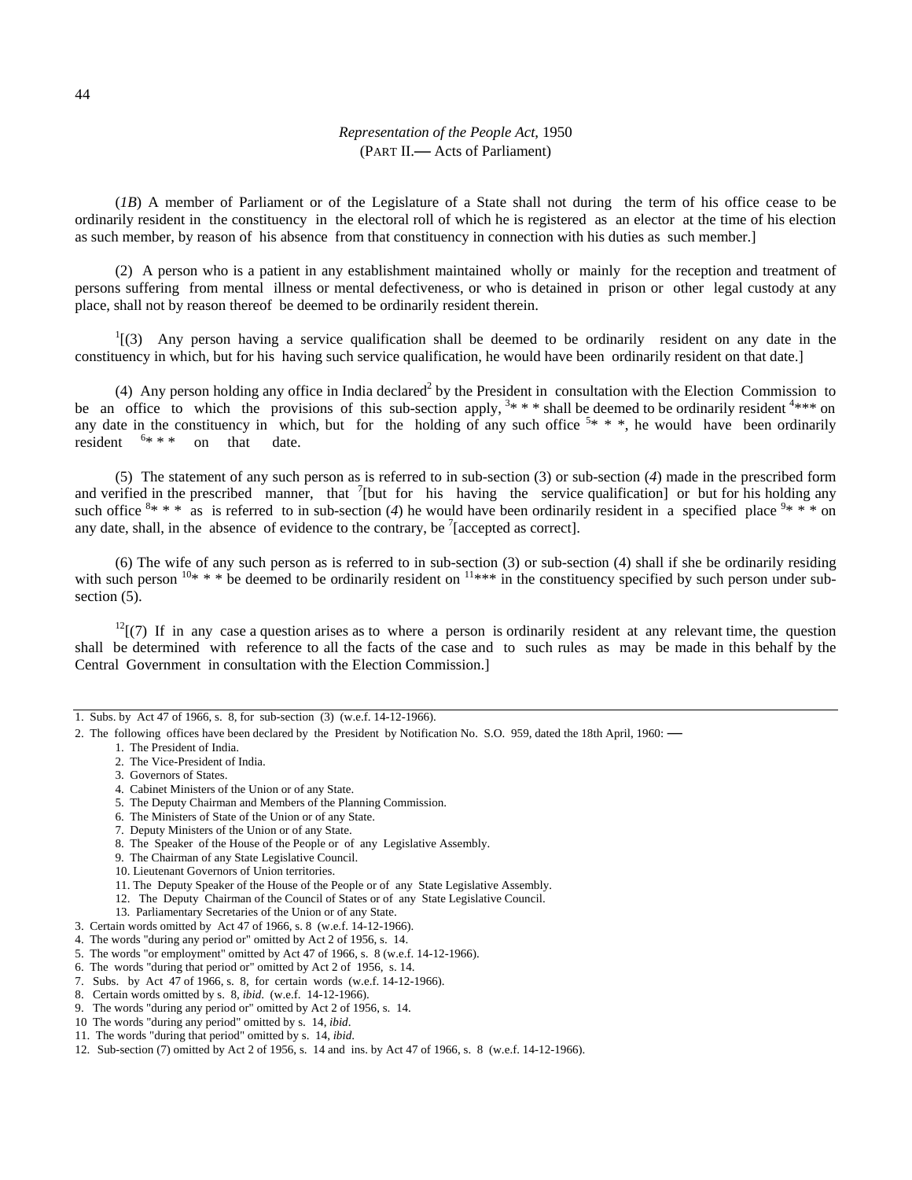(*1B*) A member of Parliament or of the Legislature of a State shall not during the term of his office cease to be ordinarily resident in the constituency in the electoral roll of which he is registered as an elector at the time of his election as such member, by reason of his absence from that constituency in connection with his duties as such member.]

(2) A person who is a patient in any establishment maintained wholly or mainly for the reception and treatment of persons suffering from mental illness or mental defectiveness, or who is detained in prison or other legal custody at any place, shall not by reason thereof be deemed to be ordinarily resident therein.

[1][(3) Any person having a service qualification shall be deemed to be ordinarily resident on any date in the constituency in which, but for his having such service qualification, he would have been ordinarily resident on that date.]

(4) Any person holding any office in India declared[2] by the President in consultation with the Election Commission to be an office to which the provisions of this sub-section apply, [3]* * * shall be deemed to be ordinarily resident [4]*** on any date in the constituency in which, but for the holding of any such office [5]* * *, he would have been ordinarily resident [6]* * * on that date.

(5) The statement of any such person as is referred to in sub-section (3) or sub-section (*4*) made in the prescribed form and verified in the prescribed manner, that [7][but for his having the service qualification] or but for his holding any such office [8]* * * as is referred to in sub-section (*4*) he would have been ordinarily resident in a specified place [9]* * * on any date, shall, in the absence of evidence to the contrary, be [7][accepted as correct].

(6) The wife of any such person as is referred to in sub-section (3) or sub-section (4) shall if she be ordinarily residing with such person [10]* * * be deemed to be ordinarily resident on [11]*** in the constituency specified by such person under sub-section (5).

[12][(7) If in any case a question arises as to where a person is ordinarily resident at any relevant time, the question shall be determined with reference to all the facts of the case and to such rules as may be made in this behalf by the Central Government in consultation with the Election Commission.]

---

1. Subs. by Act 47 of 1966, s. 8, for sub-section (3) (w.e.f. 14-12-1966).
2. The following offices have been declared by the President by Notification No. S.O. 959, dated the 18th April, 1960: —
    1. The President of India.
    2. The Vice-President of India.
    3. Governors of States.
    4. Cabinet Ministers of the Union or of any State.
    5. The Deputy Chairman and Members of the Planning Commission.
    6. The Ministers of State of the Union or of any State.
    7. Deputy Ministers of the Union or of any State.
    8. The Speaker of the House of the People or of any Legislative Assembly.
    9. The Chairman of any State Legislative Council.
    10. Lieutenant Governors of Union territories.
    11. The Deputy Speaker of the House of the People or of any State Legislative Assembly.
    12. The Deputy Chairman of the Council of States or of any State Legislative Council.
    13. Parliamentary Secretaries of the Union or of any State.
3. Certain words omitted by Act 47 of 1966, s. 8 (w.e.f. 14-12-1966).
4. The words "during any period or" omitted by Act 2 of 1956, s. 14.
5. The words "or employment" omitted by Act 47 of 1966, s. 8 (w.e.f. 14-12-1966).
6. The words "during that period or" omitted by Act 2 of 1956, s. 14.
7. Subs. by Act 47 of 1966, s. 8, for certain words (w.e.f. 14-12-1966).
8. Certain words omitted by s. 8, *ibid*. (w.e.f. 14-12-1966).
9. The words "during any period or" omitted by Act 2 of 1956, s. 14.
10. The words "during any period" omitted by s. 14, *ibid*.
11. The words "during that period" omitted by s. 14, *ibid*.
12. Sub-section (7) omitted by Act 2 of 1956, s. 14 and ins. by Act 47 of 1966, s. 8 (w.e.f. 14-12-1966).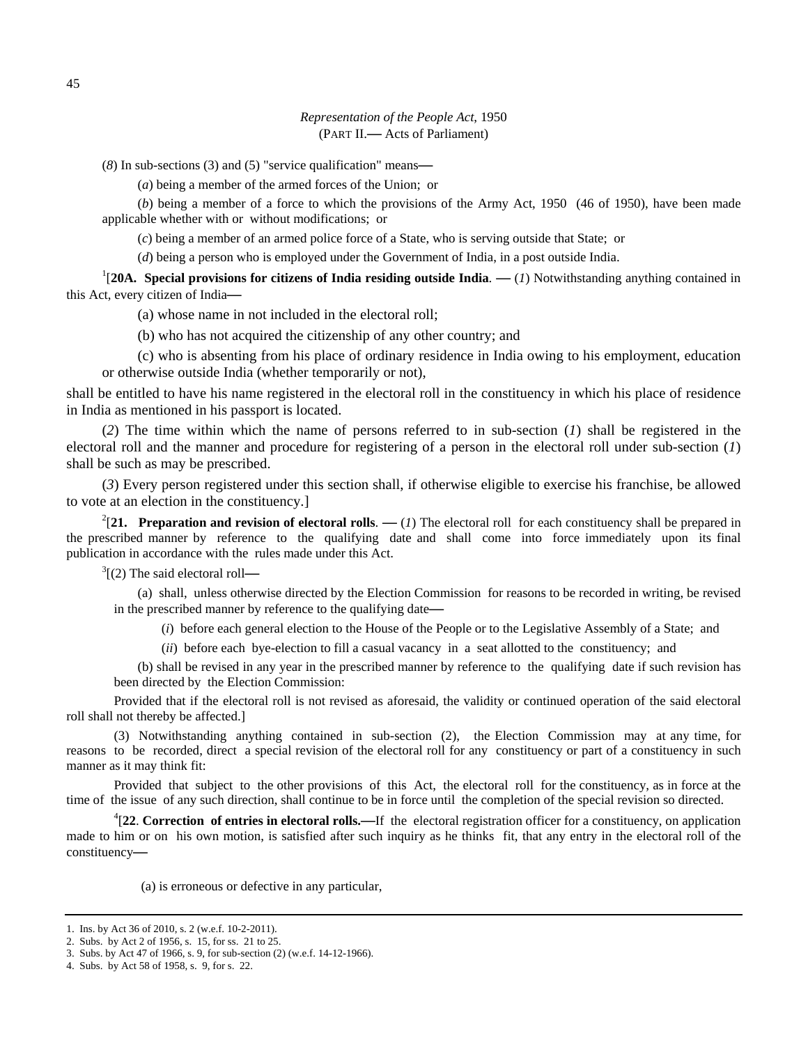(*8*) In sub-sections (3) and (5) "service qualification" means—

(*a*) being a member of the armed forces of the Union; or

(*b*) being a member of a force to which the provisions of the Army Act, 1950 (46 of 1950), have been made applicable whether with or without modifications; or

(*c*) being a member of an armed police force of a State, who is serving outside that State; or

(*d*) being a person who is employed under the Government of India, in a post outside India.

[1][**20A. Special provisions for citizens of India residing outside India**. — (*1*) Notwithstanding anything contained in this Act, every citizen of India—

(a) whose name in not included in the electoral roll;

(b) who has not acquired the citizenship of any other country; and

(c) who is absenting from his place of ordinary residence in India owing to his employment, education or otherwise outside India (whether temporarily or not),

shall be entitled to have his name registered in the electoral roll in the constituency in which his place of residence in India as mentioned in his passport is located.

(*2*) The time within which the name of persons referred to in sub-section (*1*) shall be registered in the electoral roll and the manner and procedure for registering of a person in the electoral roll under sub-section (*1*) shall be such as may be prescribed.

(*3*) Every person registered under this section shall, if otherwise eligible to exercise his franchise, be allowed to vote at an election in the constituency.]

[2][**21. Preparation and revision of electoral rolls**. — (*1*) The electoral roll for each constituency shall be prepared in the prescribed manner by reference to the qualifying date and shall come into force immediately upon its final publication in accordance with the rules made under this Act.

[3][(2) The said electoral roll—

(a) shall, unless otherwise directed by the Election Commission for reasons to be recorded in writing, be revised in the prescribed manner by reference to the qualifying date—

(*i*) before each general election to the House of the People or to the Legislative Assembly of a State; and

(*ii*) before each bye-election to fill a casual vacancy in a seat allotted to the constituency; and

(b) shall be revised in any year in the prescribed manner by reference to the qualifying date if such revision has been directed by the Election Commission:

Provided that if the electoral roll is not revised as aforesaid, the validity or continued operation of the said electoral roll shall not thereby be affected.]

(3) Notwithstanding anything contained in sub-section (2), the Election Commission may at any time, for reasons to be recorded, direct a special revision of the electoral roll for any constituency or part of a constituency in such manner as it may think fit:

Provided that subject to the other provisions of this Act, the electoral roll for the constituency, as in force at the time of the issue of any such direction, shall continue to be in force until the completion of the special revision so directed.

[4][**22**. **Correction of entries in electoral rolls.**—If the electoral registration officer for a constituency, on application made to him or on his own motion, is satisfied after such inquiry as he thinks fit, that any entry in the electoral roll of the constituency—

(a) is erroneous or defective in any particular,

---

1. Ins. by Act 36 of 2010, s. 2 (w.e.f. 10-2-2011).
2. Subs. by Act 2 of 1956, s. 15, for ss. 21 to 25.
3. Subs. by Act 47 of 1966, s. 9, for sub-section (2) (w.e.f. 14-12-1966).
4. Subs. by Act 58 of 1958, s. 9, for s. 22.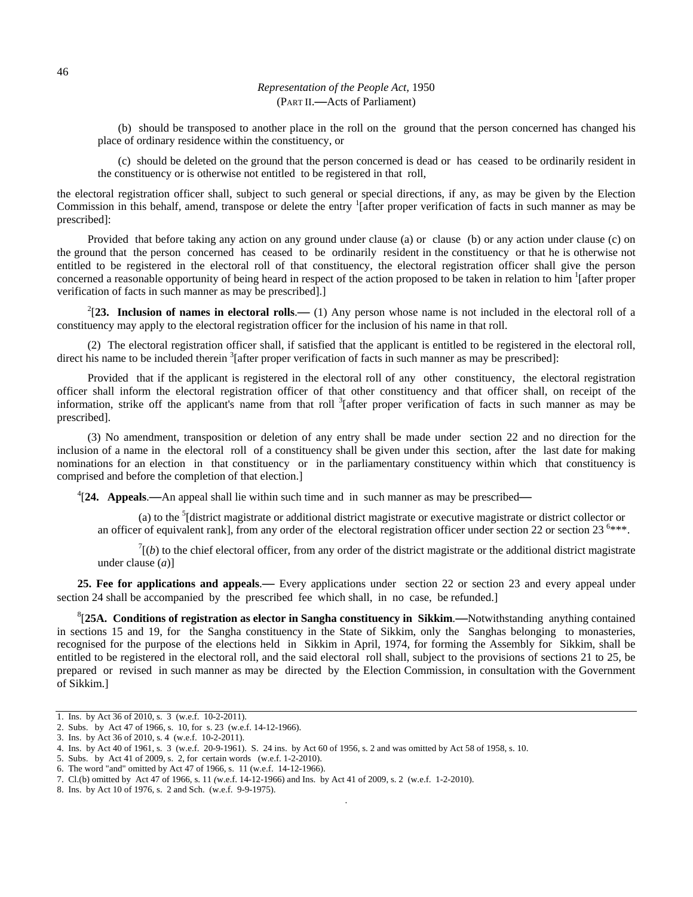(b) should be transposed to another place in the roll on the ground that the person concerned has changed his place of ordinary residence within the constituency, or

(c) should be deleted on the ground that the person concerned is dead or has ceased to be ordinarily resident in the constituency or is otherwise not entitled to be registered in that roll,

the electoral registration officer shall, subject to such general or special directions, if any, as may be given by the Election Commission in this behalf, amend, transpose or delete the entry [1][after proper verification of facts in such manner as may be prescribed]:

Provided that before taking any action on any ground under clause (a) or clause (b) or any action under clause (c) on the ground that the person concerned has ceased to be ordinarily resident in the constituency or that he is otherwise not entitled to be registered in the electoral roll of that constituency, the electoral registration officer shall give the person concerned a reasonable opportunity of being heard in respect of the action proposed to be taken in relation to him [1][after proper verification of facts in such manner as may be prescribed].]

[2][**23. Inclusion of names in electoral rolls**.**—** (1) Any person whose name is not included in the electoral roll of a constituency may apply to the electoral registration officer for the inclusion of his name in that roll.

(2) The electoral registration officer shall, if satisfied that the applicant is entitled to be registered in the electoral roll, direct his name to be included therein [3][after proper verification of facts in such manner as may be prescribed]:

Provided that if the applicant is registered in the electoral roll of any other constituency, the electoral registration officer shall inform the electoral registration officer of that other constituency and that officer shall, on receipt of the information, strike off the applicant's name from that roll [3][after proper verification of facts in such manner as may be prescribed].

(3) No amendment, transposition or deletion of any entry shall be made under section 22 and no direction for the inclusion of a name in the electoral roll of a constituency shall be given under this section, after the last date for making nominations for an election in that constituency or in the parliamentary constituency within which that constituency is comprised and before the completion of that election.]

[4][**24. Appeals**.**—**An appeal shall lie within such time and in such manner as may be prescribed**—**

(a) to the [5][district magistrate or additional district magistrate or executive magistrate or district collector or an officer of equivalent rank], from any order of the electoral registration officer under section 22 or section 23 [6]\*\*\*.

[7][(*b*) to the chief electoral officer, from any order of the district magistrate or the additional district magistrate under clause (*a*)]

**25. Fee for applications and appeals**.**—** Every applications under section 22 or section 23 and every appeal under section 24 shall be accompanied by the prescribed fee which shall, in no case, be refunded.]

[8][**25A. Conditions of registration as elector in Sangha constituency in Sikkim**.**—**Notwithstanding anything contained in sections 15 and 19, for the Sangha constituency in the State of Sikkim, only the Sanghas belonging to monasteries, recognised for the purpose of the elections held in Sikkim in April, 1974, for forming the Assembly for Sikkim, shall be entitled to be registered in the electoral roll, and the said electoral roll shall, subject to the provisions of sections 21 to 25, be prepared or revised in such manner as may be directed by the Election Commission, in consultation with the Government of Sikkim.]

---

1. Ins. by Act 36 of 2010, s. 3 (w.e.f. 10-2-2011).
2. Subs. by Act 47 of 1966, s. 10, for s. 23 (w.e.f. 14-12-1966).
3. Ins. by Act 36 of 2010, s. 4 (w.e.f. 10-2-2011).
4. Ins. by Act 40 of 1961, s. 3 (w.e.f. 20-9-1961). S. 24 ins. by Act 60 of 1956, s. 2 and was omitted by Act 58 of 1958, s. 10.
5. Subs. by Act 41 of 2009, s. 2, for certain words (w.e.f. 1-2-2010).
6. The word "and" omitted by Act 47 of 1966, s. 11 (w.e.f. 14-12-1966).
7. Cl.(b) omitted by Act 47 of 1966, s. 11 (w.e.f. 14-12-1966) and Ins. by Act 41 of 2009, s. 2 (w.e.f. 1-2-2010).
8. Ins. by Act 10 of 1976, s. 2 and Sch. (w.e.f. 9-9-1975).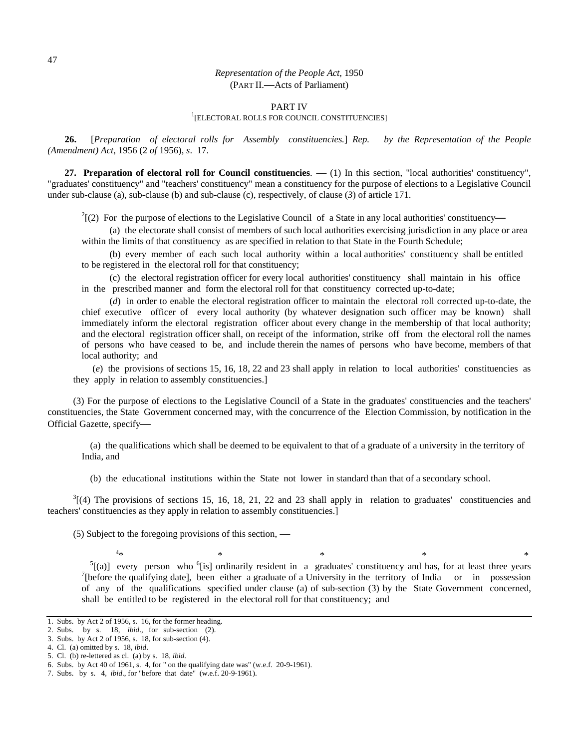*Representation of the People Act,* 1950
(PART II.—Acts of Parliament)

PART IV

[1][ELECTORAL ROLLS FOR COUNCIL CONSTITUENCIES]

**26.** [*Preparation of electoral rolls for Assembly constituencies.*] *Rep. by the Representation of the People (Amendment) Act*, 1956 (2 *of* 1956), *s*. 17.

**27. Preparation of electoral roll for Council constituencies**. — (1) In this section, "local authorities' constituency", "graduates' constituency" and "teachers' constituency" mean a constituency for the purpose of elections to a Legislative Council under sub-clause (a), sub-clause (b) and sub-clause (c), respectively, of clause (*3*) of article 171.

[2][(2) For the purpose of elections to the Legislative Council of a State in any local authorities' constituency—

(a) the electorate shall consist of members of such local authorities exercising jurisdiction in any place or area within the limits of that constituency as are specified in relation to that State in the Fourth Schedule;

(b) every member of each such local authority within a local authorities' constituency shall be entitled to be registered in the electoral roll for that constituency;

(c) the electoral registration officer for every local authorities' constituency shall maintain in his office in the prescribed manner and form the electoral roll for that constituency corrected up-to-date;

(*d*) in order to enable the electoral registration officer to maintain the electoral roll corrected up-to-date, the chief executive officer of every local authority (by whatever designation such officer may be known) shall immediately inform the electoral registration officer about every change in the membership of that local authority; and the electoral registration officer shall, on receipt of the information, strike off from the electoral roll the names of persons who have ceased to be, and include therein the names of persons who have become, members of that local authority; and

(*e*) the provisions of sections 15, 16, 18, 22 and 23 shall apply in relation to local authorities' constituencies as they apply in relation to assembly constituencies.]

(3) For the purpose of elections to the Legislative Council of a State in the graduates' constituencies and the teachers' constituencies, the State Government concerned may, with the concurrence of the Election Commission, by notification in the Official Gazette, specify—

(a) the qualifications which shall be deemed to be equivalent to that of a graduate of a university in the territory of India, and

(b) the educational institutions within the State not lower in standard than that of a secondary school.

[3][(4) The provisions of sections 15, 16, 18, 21, 22 and 23 shall apply in relation to graduates' constituencies and teachers' constituencies as they apply in relation to assembly constituencies.]

(5) Subject to the foregoing provisions of this section, —

[4]* * * * *

[5][(a)] every person who [6][is] ordinarily resident in a graduates' constituency and has, for at least three years [7][before the qualifying date], been either a graduate of a University in the territory of India or in possession of any of the qualifications specified under clause (a) of sub-section (3) by the State Government concerned, shall be entitled to be registered in the electoral roll for that constituency; and

---

1. Subs. by Act 2 of 1956, s. 16, for the former heading.
2. Subs. by s. 18, *ibid*., for sub-section (2).
3. Subs. by Act 2 of 1956, s. 18, for sub-section (4).
4. Cl. (a) omitted by s. 18, *ibid*.
5. Cl. (b) re-lettered as cl. (a) by s. 18, *ibid*.
6. Subs. by Act 40 of 1961, s. 4, for " on the qualifying date was" (w.e.f. 20-9-1961).
7. Subs. by s. 4, *ibid*., for "before that date" (w.e.f. 20-9-1961).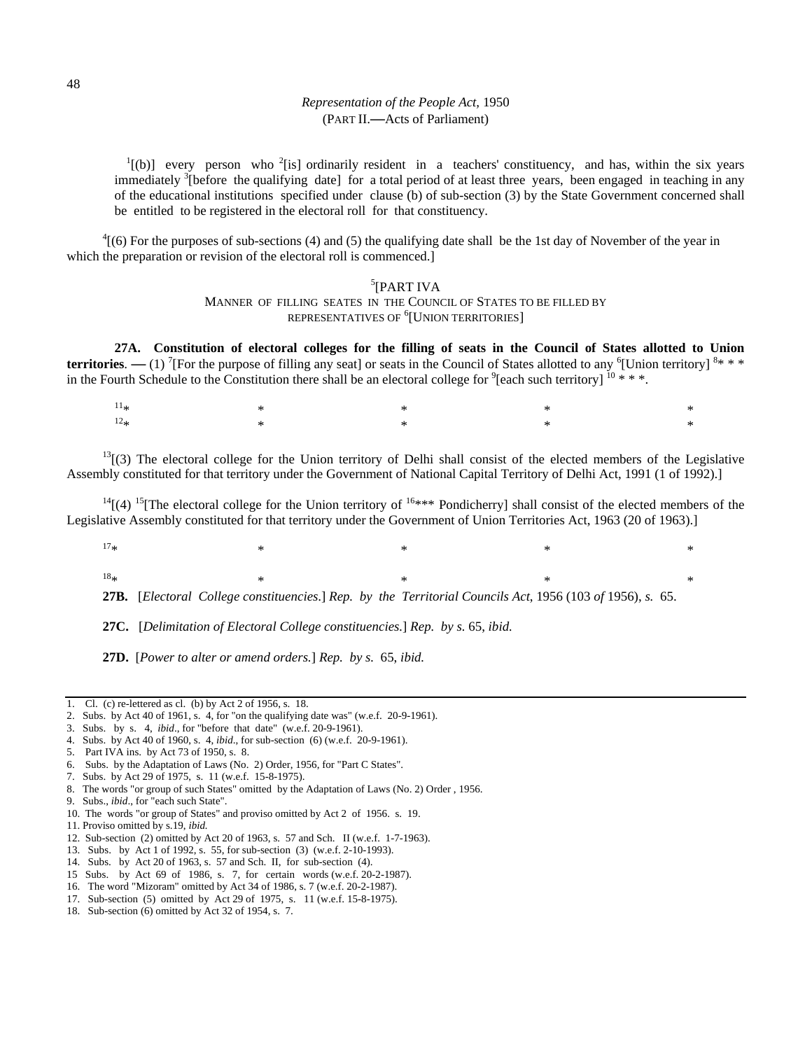[1][(b)] every person who [2][is] ordinarily resident in a teachers' constituency, and has, within the six years immediately [3][before the qualifying date] for a total period of at least three years, been engaged in teaching in any of the educational institutions specified under clause (b) of sub-section (3) by the State Government concerned shall be entitled to be registered in the electoral roll for that constituency.

[4][(6) For the purposes of sub-sections (4) and (5) the qualifying date shall be the 1st day of November of the year in which the preparation or revision of the electoral roll is commenced.]

## [5][PART IVA

### MANNER OF FILLING SEATES IN THE COUNCIL OF STATES TO BE FILLED BY REPRESENTATIVES OF [6][UNION TERRITORIES]

**27A. Constitution of electoral colleges for the filling of seats in the Council of States allotted to Union territories**. — (1) [7][For the purpose of filling any seat] or seats in the Council of States allotted to any [6][Union territory] [8]* * * in the Fourth Schedule to the Constitution there shall be an electoral college for [9][each such territory] [10] * * *.

[11]* * * * *

[12]* * * * *

[13][(3) The electoral college for the Union territory of Delhi shall consist of the elected members of the Legislative Assembly constituted for that territory under the Government of National Capital Territory of Delhi Act, 1991 (1 of 1992).]

[14][(4) [15][The electoral college for the Union territory of [16]*** Pondicherry] shall consist of the elected members of the Legislative Assembly constituted for that territory under the Government of Union Territories Act, 1963 (20 of 1963).]

[17]* * * * *

[18]* * * * *

**27B.** [*Electoral College constituencies*.] *Rep. by the Territorial Councils Act*, 1956 (103 *of* 1956), *s.* 65.

**27C.** [*Delimitation of Electoral College constituencies.*] *Rep. by s.* 65, *ibid.*

**27D.** [*Power to alter or amend orders.*] *Rep. by s.* 65, *ibid.*

---

1. Cl. (c) re-lettered as cl. (b) by Act 2 of 1956, s. 18.
2. Subs. by Act 40 of 1961, s. 4, for "on the qualifying date was" (w.e.f. 20-9-1961).
3. Subs. by s. 4, *ibid*., for "before that date" (w.e.f. 20-9-1961).
4. Subs. by Act 40 of 1960, s. 4, *ibid*., for sub-section (6) (w.e.f. 20-9-1961).
5. Part IVA ins. by Act 73 of 1950, s. 8.
6. Subs. by the Adaptation of Laws (No. 2) Order, 1956, for "Part C States".
7. Subs. by Act 29 of 1975, s. 11 (w.e.f. 15-8-1975).
8. The words "or group of such States" omitted by the Adaptation of Laws (No. 2) Order , 1956.
9. Subs., *ibid*., for "each such State".
10. The words "or group of States" and proviso omitted by Act 2 of 1956. s. 19.
11. Proviso omitted by s.19, *ibid.*
12. Sub-section (2) omitted by Act 20 of 1963, s. 57 and Sch. II (w.e.f. 1-7-1963).
13. Subs. by Act 1 of 1992, s. 55, for sub-section (3) (w.e.f. 2-10-1993).
14. Subs. by Act 20 of 1963, s. 57 and Sch. II, for sub-section (4).
15. Subs. by Act 69 of 1986, s. 7, for certain words (w.e.f. 20-2-1987).
16. The word "Mizoram" omitted by Act 34 of 1986, s. 7 (w.e.f. 20-2-1987).
17. Sub-section (5) omitted by Act 29 of 1975, s. 11 (w.e.f. 15-8-1975).
18. Sub-section (6) omitted by Act 32 of 1954, s. 7.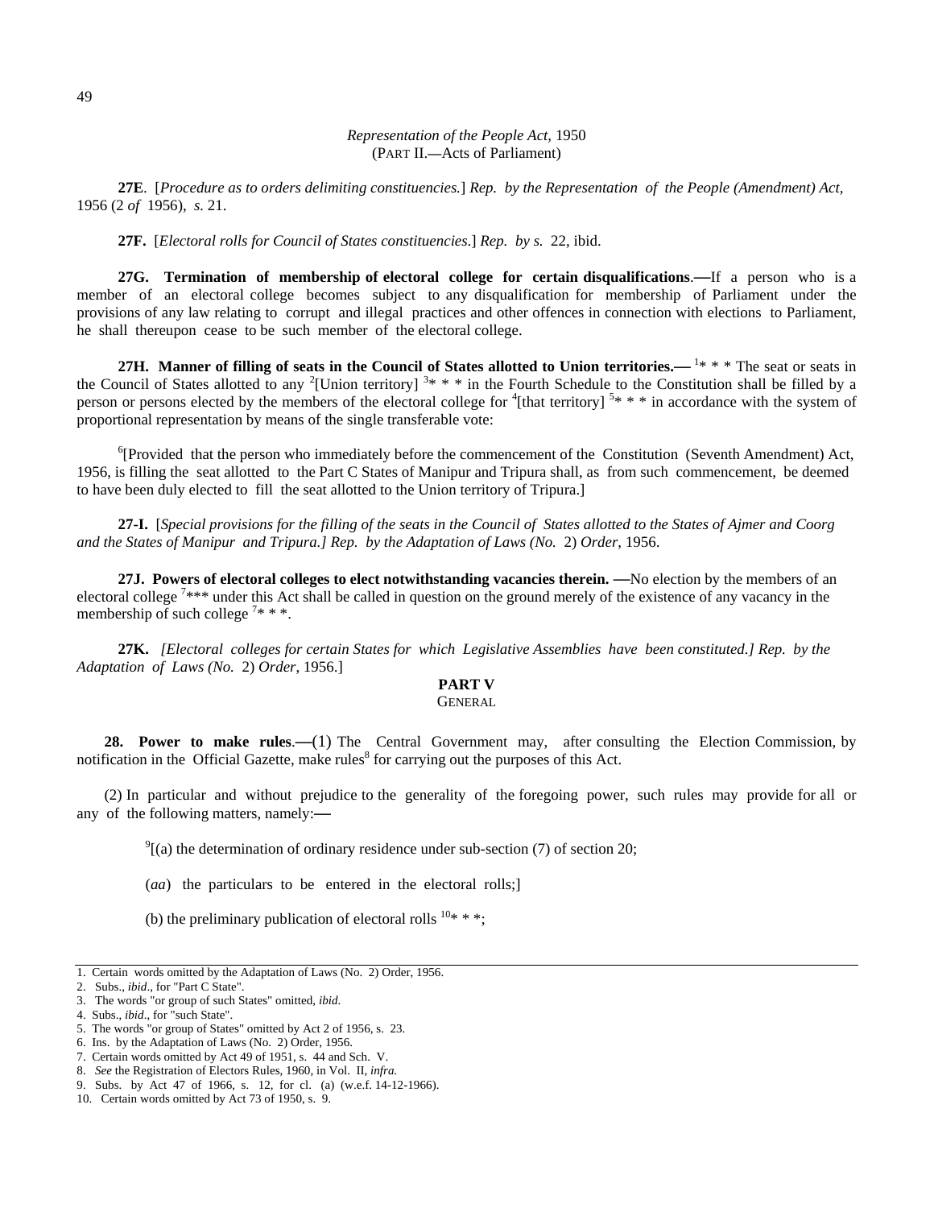**27E**. [*Procedure as to orders delimiting constituencies.*] *Rep. by the Representation of the People (Amendment) Act*, 1956 (2 *of* 1956), *s.* 21.

**27F.** [*Electoral rolls for Council of States constituencies*.] *Rep. by s.* 22, ibid.

**27G. Termination of membership of electoral college for certain disqualifications**.—If a person who is a member of an electoral college becomes subject to any disqualification for membership of Parliament under the provisions of any law relating to corrupt and illegal practices and other offences in connection with elections to Parliament, he shall thereupon cease to be such member of the electoral college.

**27H. Manner of filling of seats in the Council of States allotted to Union territories.—** [1]* * * The seat or seats in the Council of States allotted to any [2][Union territory] [3]* * * in the Fourth Schedule to the Constitution shall be filled by a person or persons elected by the members of the electoral college for [4][that territory] [5]* * * in accordance with the system of proportional representation by means of the single transferable vote:

[6][Provided that the person who immediately before the commencement of the Constitution (Seventh Amendment) Act, 1956, is filling the seat allotted to the Part C States of Manipur and Tripura shall, as from such commencement, be deemed to have been duly elected to fill the seat allotted to the Union territory of Tripura.]

**27-I.** [*Special provisions for the filling of the seats in the Council of States allotted to the States of Ajmer and Coorg and the States of Manipur and Tripura.] Rep. by the Adaptation of Laws (No.* 2) *Order*, 1956.

**27J. Powers of electoral colleges to elect notwithstanding vacancies therein. —**No election by the members of an electoral college [7]*** under this Act shall be called in question on the ground merely of the existence of any vacancy in the membership of such college [7]* * *.

**27K.** *[Electoral colleges for certain States for which Legislative Assemblies have been constituted.] Rep. by the Adaptation of Laws (No.* 2) *Order*, 1956.]

## PART V

GENERAL

**28. Power to make rules**.—(1) The Central Government may, after consulting the Election Commission, by notification in the Official Gazette, make rules[8] for carrying out the purposes of this Act.

(2) In particular and without prejudice to the generality of the foregoing power, such rules may provide for all or any of the following matters, namely:—

[9][(a) the determination of ordinary residence under sub-section (7) of section 20;

(*aa*) the particulars to be entered in the electoral rolls;]

(b) the preliminary publication of electoral rolls [10]* * *;

---

1. Certain words omitted by the Adaptation of Laws (No. 2) Order, 1956.
2. Subs., *ibid*., for "Part C State".
3. The words "or group of such States" omitted, *ibid*.
4. Subs., *ibid*., for "such State".
5. The words "or group of States" omitted by Act 2 of 1956, s. 23.
6. Ins. by the Adaptation of Laws (No. 2) Order, 1956.
7. Certain words omitted by Act 49 of 1951, s. 44 and Sch. V.
8. *See* the Registration of Electors Rules, 1960, in Vol. II, *infra.*
9. Subs. by Act 47 of 1966, s. 12, for cl. (a) (w.e.f. 14-12-1966).
10. Certain words omitted by Act 73 of 1950, s. 9.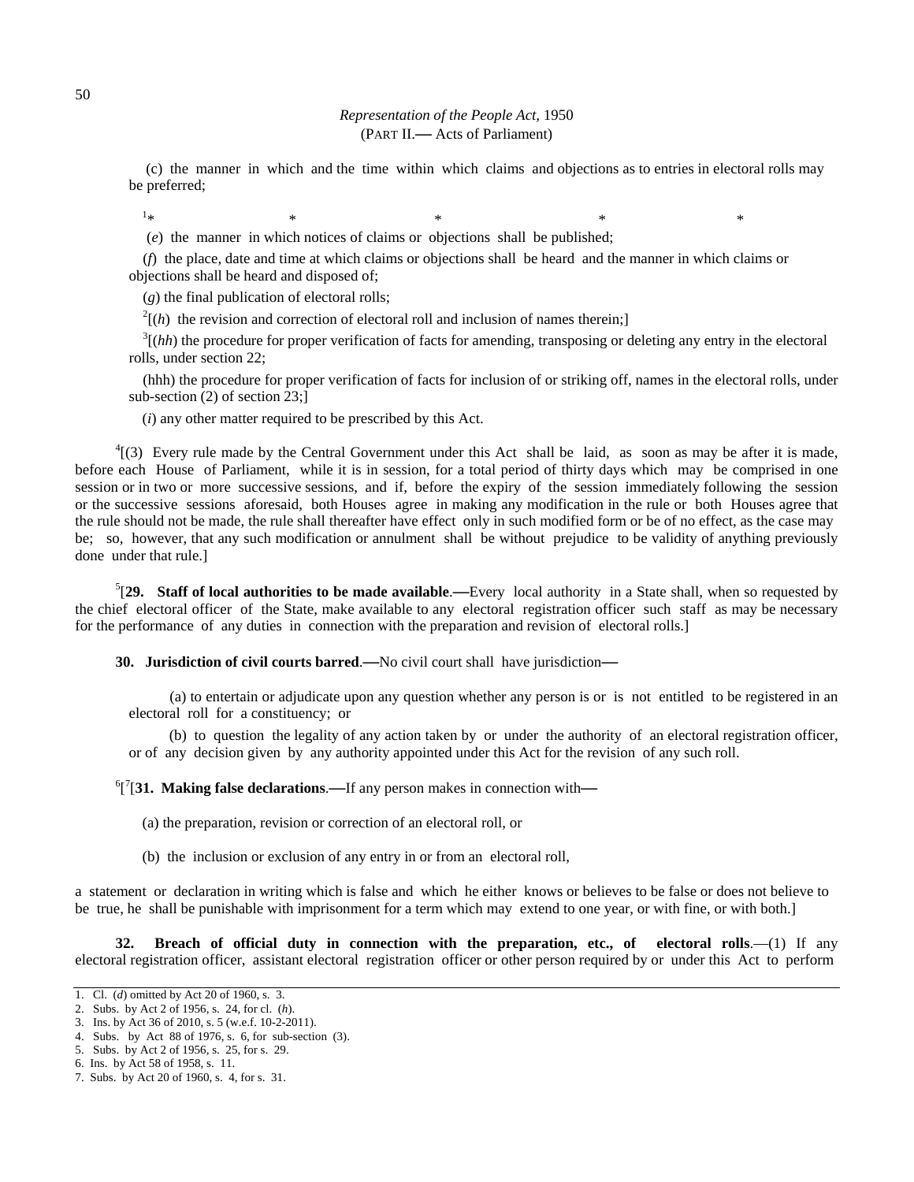(c) the manner in which and the time within which claims and objections as to entries in electoral rolls may be preferred;

[1]* * * * *

(*e*) the manner in which notices of claims or objections shall be published;

(*f*) the place, date and time at which claims or objections shall be heard and the manner in which claims or objections shall be heard and disposed of;

(*g*) the final publication of electoral rolls;

[2][(*h*) the revision and correction of electoral roll and inclusion of names therein;]

[3][(*hh*) the procedure for proper verification of facts for amending, transposing or deleting any entry in the electoral rolls, under section 22;

(hhh) the procedure for proper verification of facts for inclusion of or striking off, names in the electoral rolls, under sub-section (2) of section 23;]

(*i*) any other matter required to be prescribed by this Act.

[4][(3) Every rule made by the Central Government under this Act shall be laid, as soon as may be after it is made, before each House of Parliament, while it is in session, for a total period of thirty days which may be comprised in one session or in two or more successive sessions, and if, before the expiry of the session immediately following the session or the successive sessions aforesaid, both Houses agree in making any modification in the rule or both Houses agree that the rule should not be made, the rule shall thereafter have effect only in such modified form or be of no effect, as the case may be; so, however, that any such modification or annulment shall be without prejudice to be validity of anything previously done under that rule.]

[5][**29. Staff of local authorities to be made available**.**—**Every local authority in a State shall, when so requested by the chief electoral officer of the State, make available to any electoral registration officer such staff as may be necessary for the performance of any duties in connection with the preparation and revision of electoral rolls.]

**30. Jurisdiction of civil courts barred**.**—**No civil court shall have jurisdiction**—**

(a) to entertain or adjudicate upon any question whether any person is or is not entitled to be registered in an electoral roll for a constituency; or

(b) to question the legality of any action taken by or under the authority of an electoral registration officer, or of any decision given by any authority appointed under this Act for the revision of any such roll.

[6][[7][**31. Making false declarations**.**—**If any person makes in connection with**—**

(a) the preparation, revision or correction of an electoral roll, or

(b) the inclusion or exclusion of any entry in or from an electoral roll,

a statement or declaration in writing which is false and which he either knows or believes to be false or does not believe to be true, he shall be punishable with imprisonment for a term which may extend to one year, or with fine, or with both.]

**32. Breach of official duty in connection with the preparation, etc., of electoral rolls**.—(1) If any electoral registration officer, assistant electoral registration officer or other person required by or under this Act to perform

---

1. Cl. (*d*) omitted by Act 20 of 1960, s. 3.
2. Subs. by Act 2 of 1956, s. 24, for cl. (*h*).
3. Ins. by Act 36 of 2010, s. 5 (w.e.f. 10-2-2011).
4. Subs. by Act 88 of 1976, s. 6, for sub-section (3).
5. Subs. by Act 2 of 1956, s. 25, for s. 29.
6. Ins. by Act 58 of 1958, s. 11.
7. Subs. by Act 20 of 1960, s. 4, for s. 31.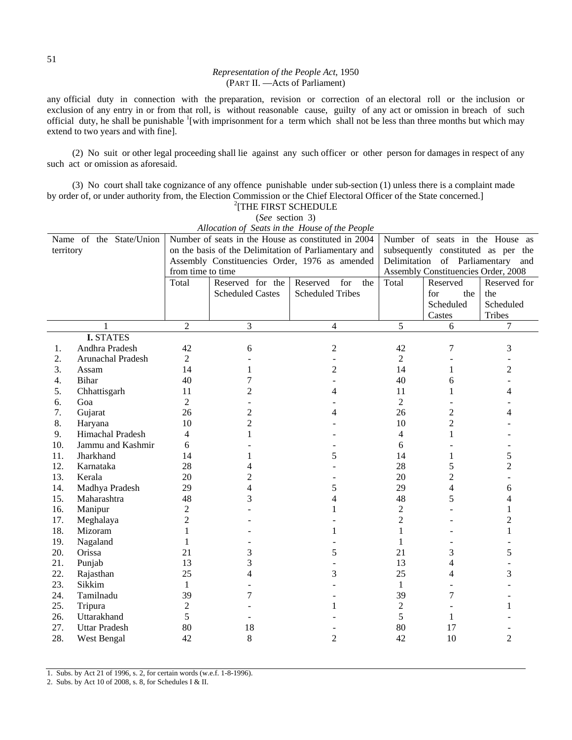any official duty in connection with the preparation, revision or correction of an electoral roll or the inclusion or exclusion of any entry in or from that roll, is without reasonable cause, guilty of any act or omission in breach of such official duty, he shall be punishable [1][with imprisonment for a term which shall not be less than three months but which may extend to two years and with fine].

(2) No suit or other legal proceeding shall lie against any such officer or other person for damages in respect of any such act or omission as aforesaid.

(3) No court shall take cognizance of any offence punishable under sub-section (1) unless there is a complaint made by order of, or under authority from, the Election Commission or the Chief Electoral Officer of the State concerned.]

[2][THE FIRST SCHEDULE

(*See* section 3)

*Allocation of Seats in the House of the People*

| Name of the State/Union territory | Number of seats in the House as constituted in 2004 on the basis of the Delimitation of Parliamentary and Assembly Constituencies Order, 1976 as amended from time to time | | | Number of seats in the House as subsequently constituted as per the Delimitation of Parliamentary and Assembly Constituencies Order, 2008 | | |
|---|---|---|---|---|---|---|
| | Total | Reserved for the Scheduled Castes | Reserved for the Scheduled Tribes | Total | Reserved for the Scheduled Castes | Reserved for the Scheduled Tribes |
| 1 | 2 | 3 | 4 | 5 | 6 | 7 |
| **I.** STATES | | | | | | |
| 1. Andhra Pradesh | 42 | 6 | 2 | 42 | 7 | 3 |
| 2. Arunachal Pradesh | 2 | - | - | 2 | - | - |
| 3. Assam | 14 | 1 | 2 | 14 | 1 | 2 |
| 4. Bihar | 40 | 7 | - | 40 | 6 | - |
| 5. Chhattisgarh | 11 | 2 | 4 | 11 | 1 | 4 |
| 6. Goa | 2 | - | - | 2 | - | - |
| 7. Gujarat | 26 | 2 | 4 | 26 | 2 | 4 |
| 8. Haryana | 10 | 2 | - | 10 | 2 | - |
| 9. Himachal Pradesh | 4 | 1 | - | 4 | 1 | - |
| 10. Jammu and Kashmir | 6 | - | - | 6 | - | - |
| 11. Jharkhand | 14 | 1 | 5 | 14 | 1 | 5 |
| 12. Karnataka | 28 | 4 | - | 28 | 5 | 2 |
| 13. Kerala | 20 | 2 | - | 20 | 2 | - |
| 14. Madhya Pradesh | 29 | 4 | 5 | 29 | 4 | 6 |
| 15. Maharashtra | 48 | 3 | 4 | 48 | 5 | 4 |
| 16. Manipur | 2 | - | 1 | 2 | - | 1 |
| 17. Meghalaya | 2 | - | - | 2 | - | 2 |
| 18. Mizoram | 1 | - | 1 | 1 | - | 1 |
| 19. Nagaland | 1 | - | - | 1 | - | - |
| 20. Orissa | 21 | 3 | 5 | 21 | 3 | 5 |
| 21. Punjab | 13 | 3 | - | 13 | 4 | - |
| 22. Rajasthan | 25 | 4 | 3 | 25 | 4 | 3 |
| 23. Sikkim | 1 | - | - | 1 | - | - |
| 24. Tamilnadu | 39 | 7 | - | 39 | 7 | - |
| 25. Tripura | 2 | - | 1 | 2 | - | 1 |
| 26. Uttarakhand | 5 | - | - | 5 | 1 | - |
| 27. Uttar Pradesh | 80 | 18 | - | 80 | 17 | - |
| 28. West Bengal | 42 | 8 | 2 | 42 | 10 | 2 |

1. Subs. by Act 21 of 1996, s. 2, for certain words (w.e.f. 1-8-1996).
2. Subs. by Act 10 of 2008, s. 8, for Schedules I & II.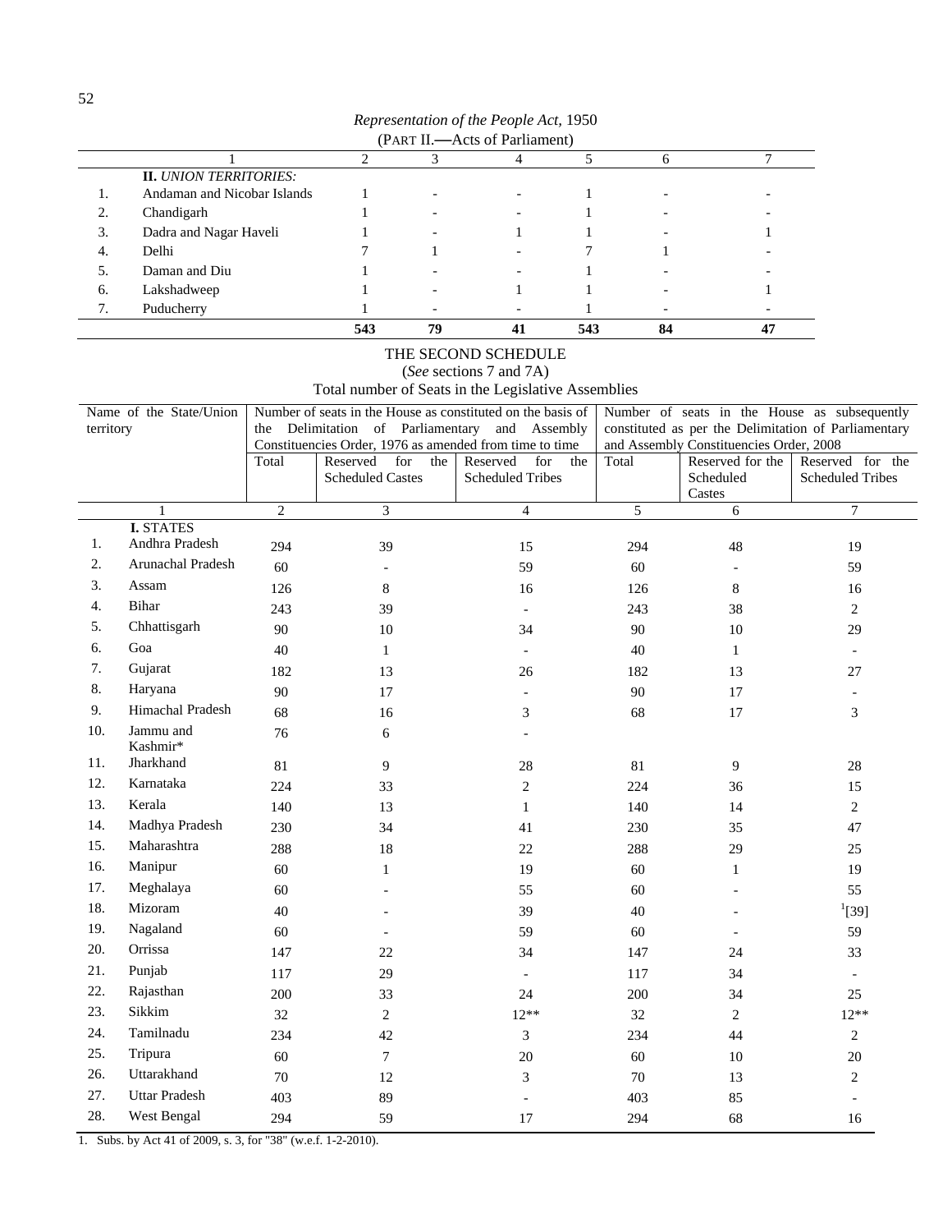*Representation of the People Act,* 1950

(PART II.—Acts of Parliament)

| | 1 | 2 | 3 | 4 | 5 | 6 | 7 |
|---|---|---|---|---|---|---|---|
| | **II.** *UNION TERRITORIES:* | | | | | | |
| 1. | Andaman and Nicobar Islands | 1 | - | - | 1 | - | - |
| 2. | Chandigarh | 1 | - | - | 1 | - | - |
| 3. | Dadra and Nagar Haveli | 1 | - | 1 | 1 | - | 1 |
| 4. | Delhi | 7 | 1 | - | 7 | 1 | - |
| 5. | Daman and Diu | 1 | - | - | 1 | - | - |
| 6. | Lakshadweep | 1 | - | 1 | 1 | - | 1 |
| 7. | Puducherry | 1 | - | - | 1 | - | - |
| | | **543** | **79** | **41** | **543** | **84** | **47** |

THE SECOND SCHEDULE

(*See* sections 7 and 7A)

Total number of Seats in the Legislative Assemblies

| | Name of the State/Union territory | Number of seats in the House as constituted on the basis of the Delimitation of Parliamentary and Assembly Constituencies Order, 1976 as amended from time to time | | | Number of seats in the House as subsequently constituted as per the Delimitation of Parliamentary and Assembly Constituencies Order, 2008 | | |
|---|---|---|---|---|---|---|---|
| | | Total | Reserved for the Scheduled Castes | Reserved for the Scheduled Tribes | Total | Reserved for the Scheduled Castes | Reserved for the Scheduled Tribes |
| | 1 | 2 | 3 | 4 | 5 | 6 | 7 |
| | **I.** STATES | | | | | | |
| 1. | Andhra Pradesh | 294 | 39 | 15 | 294 | 48 | 19 |
| 2. | Arunachal Pradesh | 60 | - | 59 | 60 | - | 59 |
| 3. | Assam | 126 | 8 | 16 | 126 | 8 | 16 |
| 4. | Bihar | 243 | 39 | - | 243 | 38 | 2 |
| 5. | Chhattisgarh | 90 | 10 | 34 | 90 | 10 | 29 |
| 6. | Goa | 40 | 1 | - | 40 | 1 | - |
| 7. | Gujarat | 182 | 13 | 26 | 182 | 13 | 27 |
| 8. | Haryana | 90 | 17 | - | 90 | 17 | - |
| 9. | Himachal Pradesh | 68 | 16 | 3 | 68 | 17 | 3 |
| 10. | Jammu and Kashmir* | 76 | 6 | - | | | |
| 11. | Jharkhand | 81 | 9 | 28 | 81 | 9 | 28 |
| 12. | Karnataka | 224 | 33 | 2 | 224 | 36 | 15 |
| 13. | Kerala | 140 | 13 | 1 | 140 | 14 | 2 |
| 14. | Madhya Pradesh | 230 | 34 | 41 | 230 | 35 | 47 |
| 15. | Maharashtra | 288 | 18 | 22 | 288 | 29 | 25 |
| 16. | Manipur | 60 | 1 | 19 | 60 | 1 | 19 |
| 17. | Meghalaya | 60 | - | 55 | 60 | - | 55 |
| 18. | Mizoram | 40 | - | 39 | 40 | - | [1][39] |
| 19. | Nagaland | 60 | - | 59 | 60 | - | 59 |
| 20. | Orrissa | 147 | 22 | 34 | 147 | 24 | 33 |
| 21. | Punjab | 117 | 29 | - | 117 | 34 | - |
| 22. | Rajasthan | 200 | 33 | 24 | 200 | 34 | 25 |
| 23. | Sikkim | 32 | 2 | 12** | 32 | 2 | 12** |
| 24. | Tamilnadu | 234 | 42 | 3 | 234 | 44 | 2 |
| 25. | Tripura | 60 | 7 | 20 | 60 | 10 | 20 |
| 26. | Uttarakhand | 70 | 12 | 3 | 70 | 13 | 2 |
| 27. | Uttar Pradesh | 403 | 89 | - | 403 | 85 | - |
| 28. | West Bengal | 294 | 59 | 17 | 294 | 68 | 16 |

1. Subs. by Act 41 of 2009, s. 3, for "38" (w.e.f. 1-2-2010).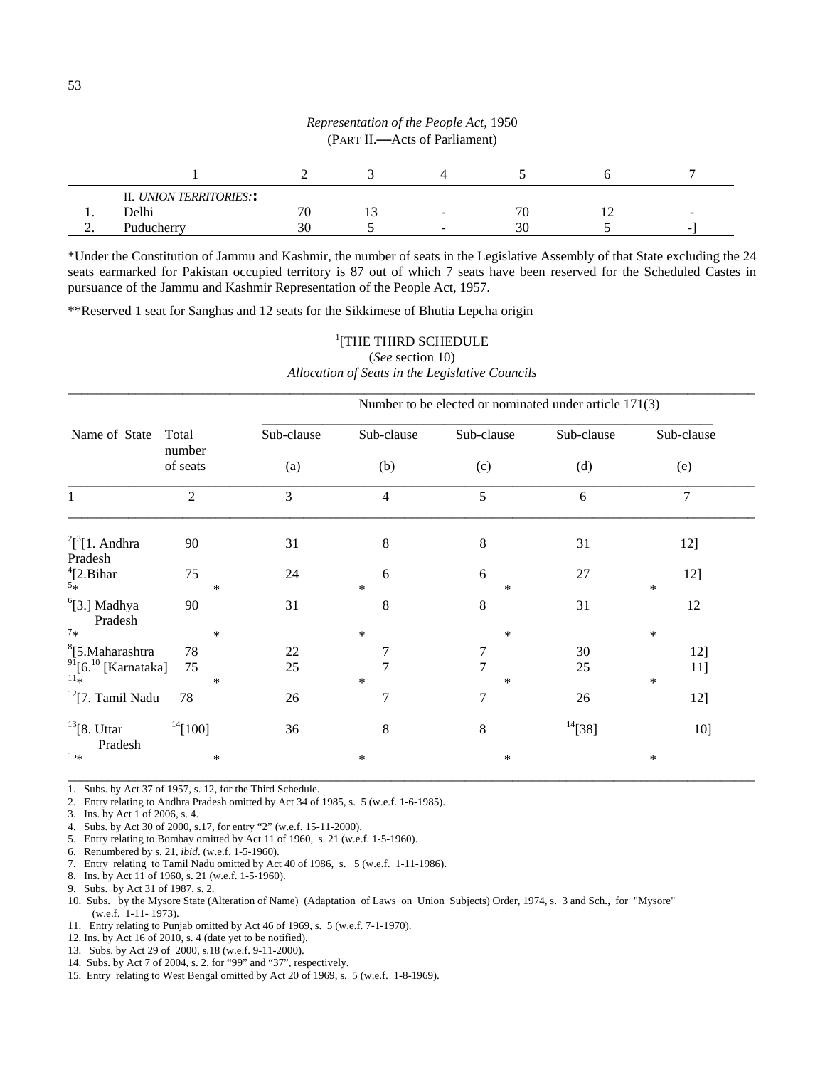*Representation of the People Act,* 1950
(PART II.—Acts of Parliament)

| | 1 | 2 | 3 | 4 | 5 | 6 | 7 |
|---|---|---|---|---|---|---|---|
| | II. *UNION TERRITORIES:*: | | | | | | |
| 1. | Delhi | 70 | 13 | - | 70 | 12 | - |
| 2. | Puducherry | 30 | 5 | - | 30 | 5 | -] |

*Under the Constitution of Jammu and Kashmir, the number of seats in the Legislative Assembly of that State excluding the 24 seats earmarked for Pakistan occupied territory is 87 out of which 7 seats have been reserved for the Scheduled Castes in pursuance of the Jammu and Kashmir Representation of the People Act, 1957.

**Reserved 1 seat for Sanghas and 12 seats for the Sikkimese of Bhutia Lepcha origin

[1][THE THIRD SCHEDULE

(*See* section 10)

*Allocation of Seats in the Legislative Councils*

| Name of State | Total number of seats | Number to be elected or nominated under article 171(3) | | | | |
|---|---|---|---|---|---|---|
| | | Sub-clause (a) | Sub-clause (b) | Sub-clause (c) | Sub-clause (d) | Sub-clause (e) |
| 1 | 2 | 3 | 4 | 5 | 6 | 7 |
| [2][[3][1. Andhra Pradesh | 90 | 31 | 8 | 8 | 31 | 12] |
| [4][2.Bihar | 75 | 24 | 6 | 6 | 27 | 12] |
| [5]* | * | | * | * | | * |
| [6][3.] Madhya Pradesh | 90 | 31 | 8 | 8 | 31 | 12 |
| [7]* | * | | * | * | | * |
| [8][5.Maharashtra | 78 | 22 | 7 | 7 | 30 | 12] |
| [9][6.[10] [Karnataka] | 75 | 25 | 7 | 7 | 25 | 11] |
| [11]* | * | | * | * | | * |
| [12][7. Tamil Nadu | 78 | 26 | 7 | 7 | 26 | 12] |
| [13][8. Uttar Pradesh | [14][100] | 36 | 8 | 8 | [14][38] | 10] |
| [15]* | * | | * | * | | * |

1. Subs. by Act 37 of 1957, s. 12, for the Third Schedule.
2. Entry relating to Andhra Pradesh omitted by Act 34 of 1985, s. 5 (w.e.f. 1-6-1985).
3. Ins. by Act 1 of 2006, s. 4.
4. Subs. by Act 30 of 2000, s.17, for entry "2" (w.e.f. 15-11-2000).
5. Entry relating to Bombay omitted by Act 11 of 1960, s. 21 (w.e.f. 1-5-1960).
6. Renumbered by s. 21, *ibid*. (w.e.f. 1-5-1960).
7. Entry relating to Tamil Nadu omitted by Act 40 of 1986, s. 5 (w.e.f. 1-11-1986).
8. Ins. by Act 11 of 1960, s. 21 (w.e.f. 1-5-1960).
9. Subs. by Act 31 of 1987, s. 2.
10. Subs. by the Mysore State (Alteration of Name) (Adaptation of Laws on Union Subjects) Order, 1974, s. 3 and Sch., for "Mysore" (w.e.f. 1-11- 1973).
11. Entry relating to Punjab omitted by Act 46 of 1969, s. 5 (w.e.f. 7-1-1970).
12. Ins. by Act 16 of 2010, s. 4 (date yet to be notified).
13. Subs. by Act 29 of 2000, s.18 (w.e.f. 9-11-2000).
14. Subs. by Act 7 of 2004, s. 2, for "99" and "37", respectively.
15. Entry relating to West Bengal omitted by Act 20 of 1969, s. 5 (w.e.f. 1-8-1969).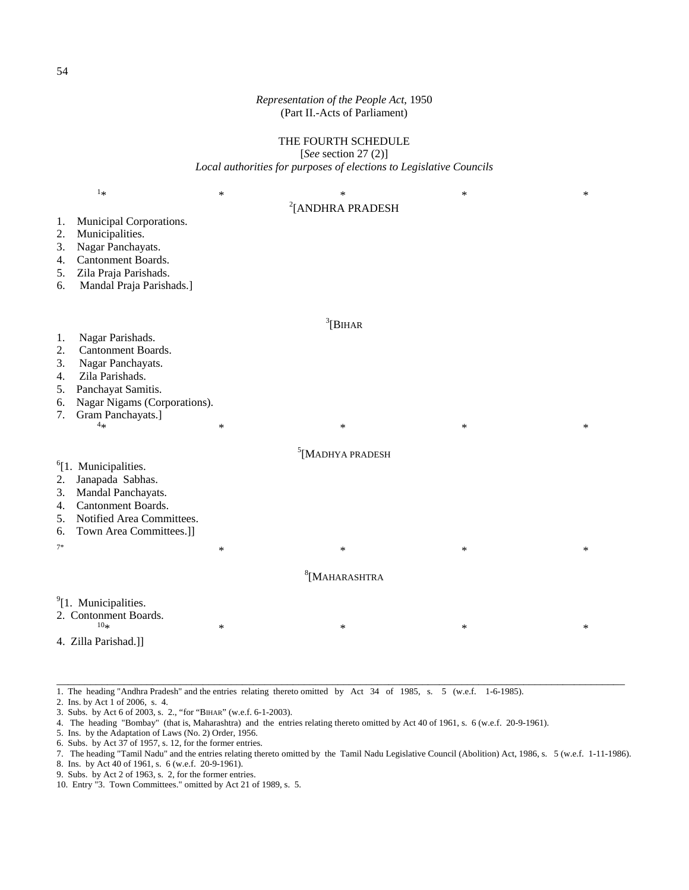Representation of the People Act, 1950
(Part II.-Acts of Parliament)

# THE FOURTH SCHEDULE

[*See* section 27 (2)]

*Local authorities for purposes of elections to Legislative Councils*

[1]* * * * *

## [2][ANDHRA PRADESH

1. Municipal Corporations.
2. Municipalities.
3. Nagar Panchayats.
4. Cantonment Boards.
5. Zila Praja Parishads.
6. Mandal Praja Parishads.]

## [3][BIHAR

1. Nagar Parishads.
2. Cantonment Boards.
3. Nagar Panchayats.
4. Zila Parishads.
5. Panchayat Samitis.
6. Nagar Nigams (Corporations).
7. Gram Panchayats.]

[4]* * * * *

## [5][MADHYA PRADESH

[6][1. Municipalities.

2. Janapada Sabhas.
3. Mandal Panchayats.
4. Cantonment Boards.
5. Notified Area Committees.
6. Town Area Committees.]]

[7]* * * * *

## [8][MAHARASHTRA

[9][1. Municipalities.

2. Contonment Boards.

[10]* * * * *

4. Zilla Parishad.]]

---

1. The heading "Andhra Pradesh" and the entries relating thereto omitted by Act 34 of 1985, s. 5 (w.e.f. 1-6-1985).
2. Ins. by Act 1 of 2006, s. 4.
3. Subs. by Act 6 of 2003, s. 2., "for "BIHAR" (w.e.f. 6-1-2003).
4. The heading "Bombay" (that is, Maharashtra) and the entries relating thereto omitted by Act 40 of 1961, s. 6 (w.e.f. 20-9-1961).
5. Ins. by the Adaptation of Laws (No. 2) Order, 1956.
6. Subs. by Act 37 of 1957, s. 12, for the former entries.
7. The heading "Tamil Nadu" and the entries relating thereto omitted by the Tamil Nadu Legislative Council (Abolition) Act, 1986, s. 5 (w.e.f. 1-11-1986).
8. Ins. by Act 40 of 1961, s. 6 (w.e.f. 20-9-1961).
9. Subs. by Act 2 of 1963, s. 2, for the former entries.
10. Entry "3. Town Committees." omitted by Act 21 of 1989, s. 5.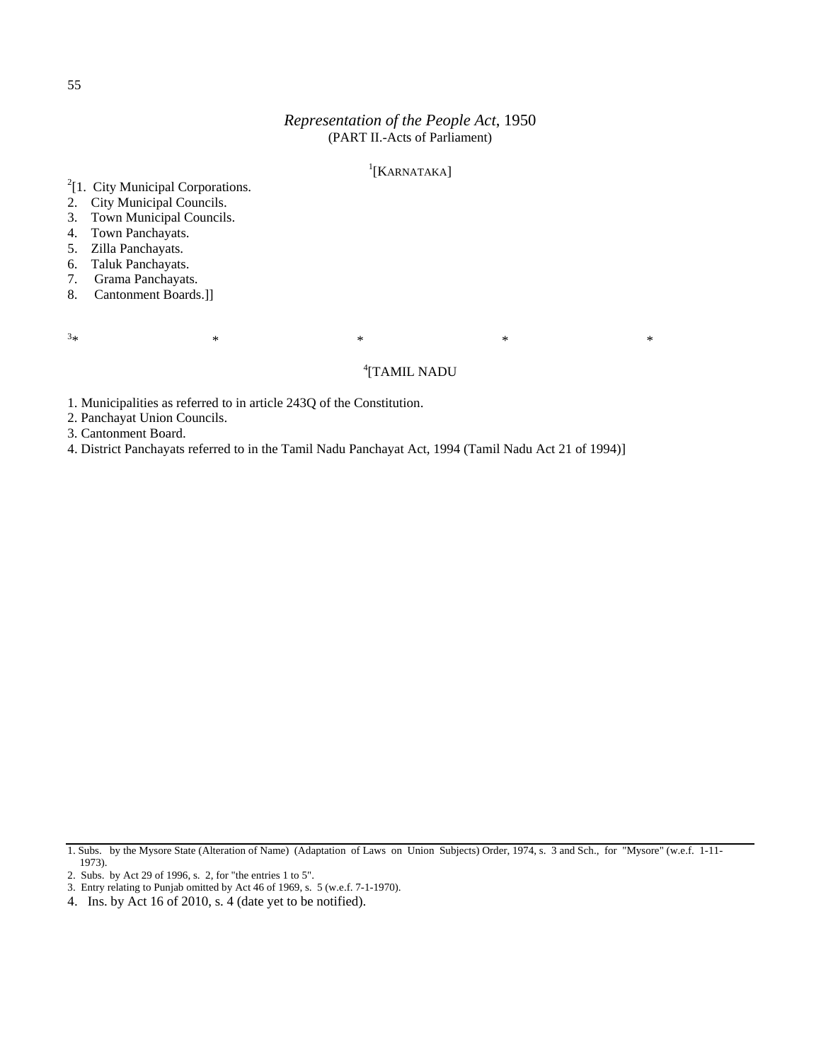[1][KARNATAKA]

[2][1. City Municipal Corporations.
2. City Municipal Councils.
3. Town Municipal Councils.
4. Town Panchayats.
5. Zilla Panchayats.
6. Taluk Panchayats.
7. Grama Panchayats.
8. Cantonment Boards.]]

[3]* * * * *

[4][TAMIL NADU

1. Municipalities as referred to in article 243Q of the Constitution.
2. Panchayat Union Councils.
3. Cantonment Board.
4. District Panchayats referred to in the Tamil Nadu Panchayat Act, 1994 (Tamil Nadu Act 21 of 1994)]

---

1. Subs. by the Mysore State (Alteration of Name) (Adaptation of Laws on Union Subjects) Order, 1974, s. 3 and Sch., for "Mysore" (w.e.f. 1-11-1973).
2. Subs. by Act 29 of 1996, s. 2, for "the entries 1 to 5".
3. Entry relating to Punjab omitted by Act 46 of 1969, s. 5 (w.e.f. 7-1-1970).
4. Ins. by Act 16 of 2010, s. 4 (date yet to be notified).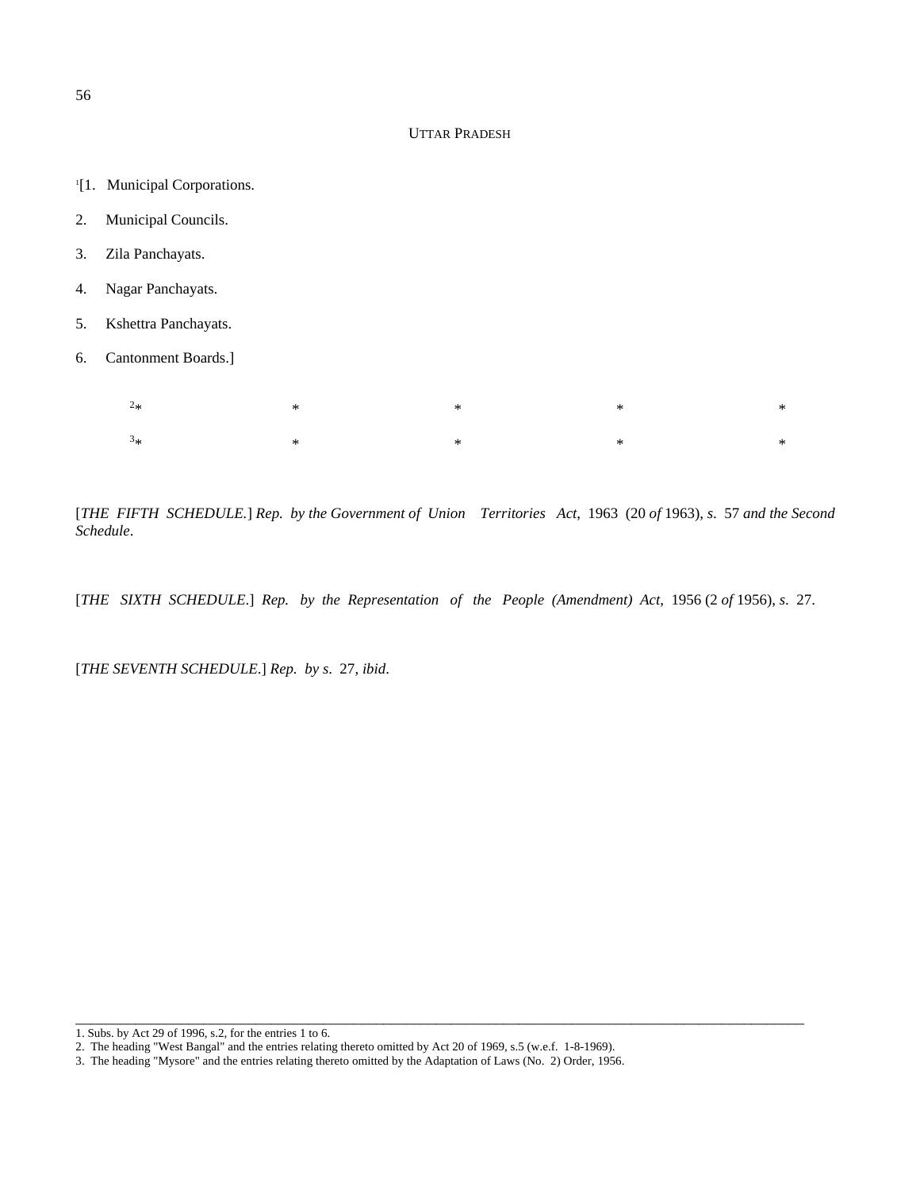UTTAR PRADESH

[1][1. Municipal Corporations.

2. Municipal Councils.

3. Zila Panchayats.

4. Nagar Panchayats.

5. Kshettra Panchayats.

6. Cantonment Boards.]

[2]* * * * *

[3]* * * * *

[*THE FIFTH SCHEDULE*.] *Rep. by the Government of Union Territories Act*, 1963 (20 *of* 1963), *s.* 57 *and the Second Schedule*.

[*THE SIXTH SCHEDULE*.] *Rep. by the Representation of the People (Amendment) Act*, 1956 (2 *of* 1956), *s.* 27.

[*THE SEVENTH SCHEDULE*.] *Rep. by s.* 27, *ibid*.

---

1. Subs. by Act 29 of 1996, s.2, for the entries 1 to 6.
2. The heading "West Bangal" and the entries relating thereto omitted by Act 20 of 1969, s.5 (w.e.f. 1-8-1969).
3. The heading "Mysore" and the entries relating thereto omitted by the Adaptation of Laws (No. 2) Order, 1956.